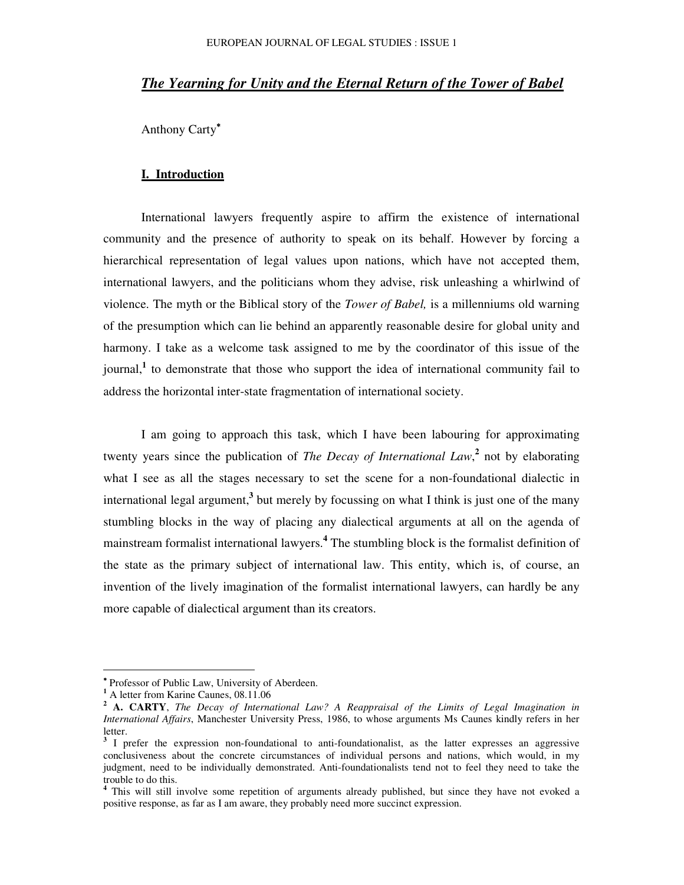# *The Yearning for Unity and the Eternal Return of the Tower of Babel*

Anthony Carty[*]

## I. Introduction

International lawyers frequently aspire to affirm the existence of international community and the presence of authority to speak on its behalf. However by forcing a hierarchical representation of legal values upon nations, which have not accepted them, international lawyers, and the politicians whom they advise, risk unleashing a whirlwind of violence. The myth or the Biblical story of the *Tower of Babel,* is a millenniums old warning of the presumption which can lie behind an apparently reasonable desire for global unity and harmony. I take as a welcome task assigned to me by the coordinator of this issue of the journal,[1] to demonstrate that those who support the idea of international community fail to address the horizontal inter-state fragmentation of international society.

I am going to approach this task, which I have been labouring for approximating twenty years since the publication of *The Decay of International Law*,[2] not by elaborating what I see as all the stages necessary to set the scene for a non-foundational dialectic in international legal argument,[3] but merely by focussing on what I think is just one of the many stumbling blocks in the way of placing any dialectical arguments at all on the agenda of mainstream formalist international lawyers.[4] The stumbling block is the formalist definition of the state as the primary subject of international law. This entity, which is, of course, an invention of the lively imagination of the formalist international lawyers, can hardly be any more capable of dialectical argument than its creators.

---

[*] Professor of Public Law, University of Aberdeen.

[1] A letter from Karine Caunes, 08.11.06

[2] **A. CARTY**, *The Decay of International Law? A Reappraisal of the Limits of Legal Imagination in International Affairs*, Manchester University Press, 1986, to whose arguments Ms Caunes kindly refers in her letter.

[3] I prefer the expression non-foundational to anti-foundationalist, as the latter expresses an aggressive conclusiveness about the concrete circumstances of individual persons and nations, which would, in my judgment, need to be individually demonstrated. Anti-foundationalists tend not to feel they need to take the trouble to do this.

[4] This will still involve some repetition of arguments already published, but since they have not evoked a positive response, as far as I am aware, they probably need more succinct expression.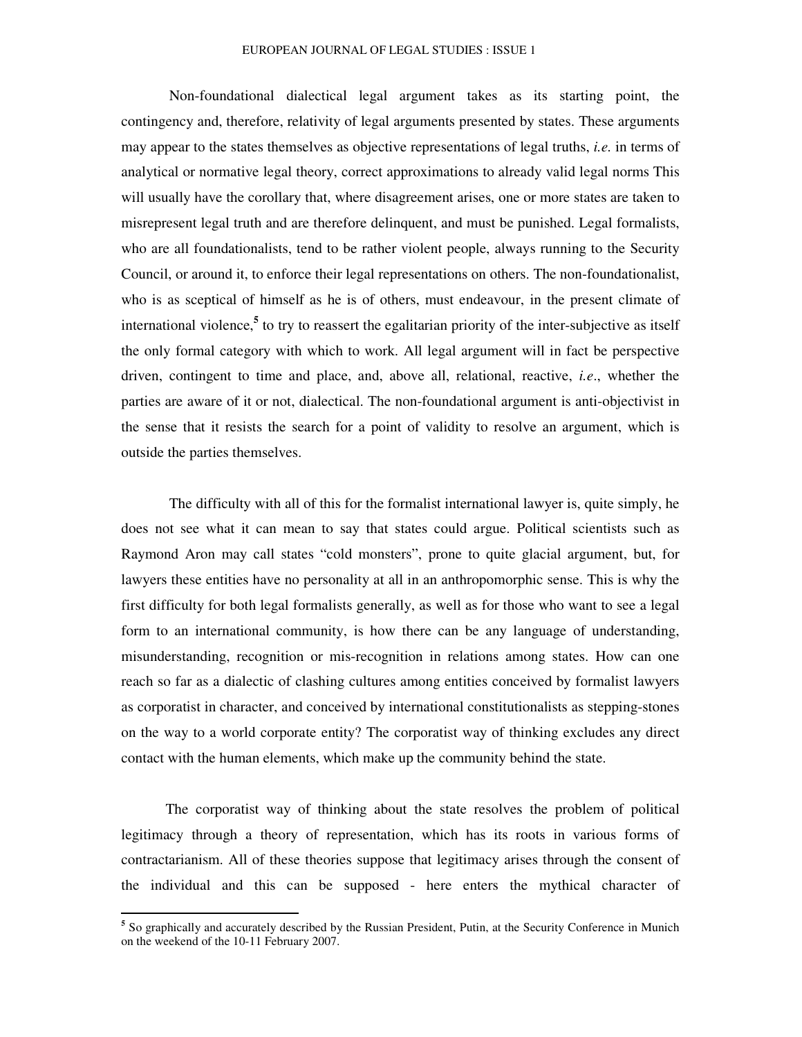Non-foundational dialectical legal argument takes as its starting point, the contingency and, therefore, relativity of legal arguments presented by states. These arguments may appear to the states themselves as objective representations of legal truths, *i.e.* in terms of analytical or normative legal theory, correct approximations to already valid legal norms This will usually have the corollary that, where disagreement arises, one or more states are taken to misrepresent legal truth and are therefore delinquent, and must be punished. Legal formalists, who are all foundationalists, tend to be rather violent people, always running to the Security Council, or around it, to enforce their legal representations on others. The non-foundationalist, who is as sceptical of himself as he is of others, must endeavour, in the present climate of international violence,[5] to try to reassert the egalitarian priority of the inter-subjective as itself the only formal category with which to work. All legal argument will in fact be perspective driven, contingent to time and place, and, above all, relational, reactive, *i.e*., whether the parties are aware of it or not, dialectical. The non-foundational argument is anti-objectivist in the sense that it resists the search for a point of validity to resolve an argument, which is outside the parties themselves.

The difficulty with all of this for the formalist international lawyer is, quite simply, he does not see what it can mean to say that states could argue. Political scientists such as Raymond Aron may call states "cold monsters", prone to quite glacial argument, but, for lawyers these entities have no personality at all in an anthropomorphic sense. This is why the first difficulty for both legal formalists generally, as well as for those who want to see a legal form to an international community, is how there can be any language of understanding, misunderstanding, recognition or mis-recognition in relations among states. How can one reach so far as a dialectic of clashing cultures among entities conceived by formalist lawyers as corporatist in character, and conceived by international constitutionalists as stepping-stones on the way to a world corporate entity? The corporatist way of thinking excludes any direct contact with the human elements, which make up the community behind the state.

The corporatist way of thinking about the state resolves the problem of political legitimacy through a theory of representation, which has its roots in various forms of contractarianism. All of these theories suppose that legitimacy arises through the consent of the individual and this can be supposed - here enters the mythical character of

[5] So graphically and accurately described by the Russian President, Putin, at the Security Conference in Munich on the weekend of the 10-11 February 2007.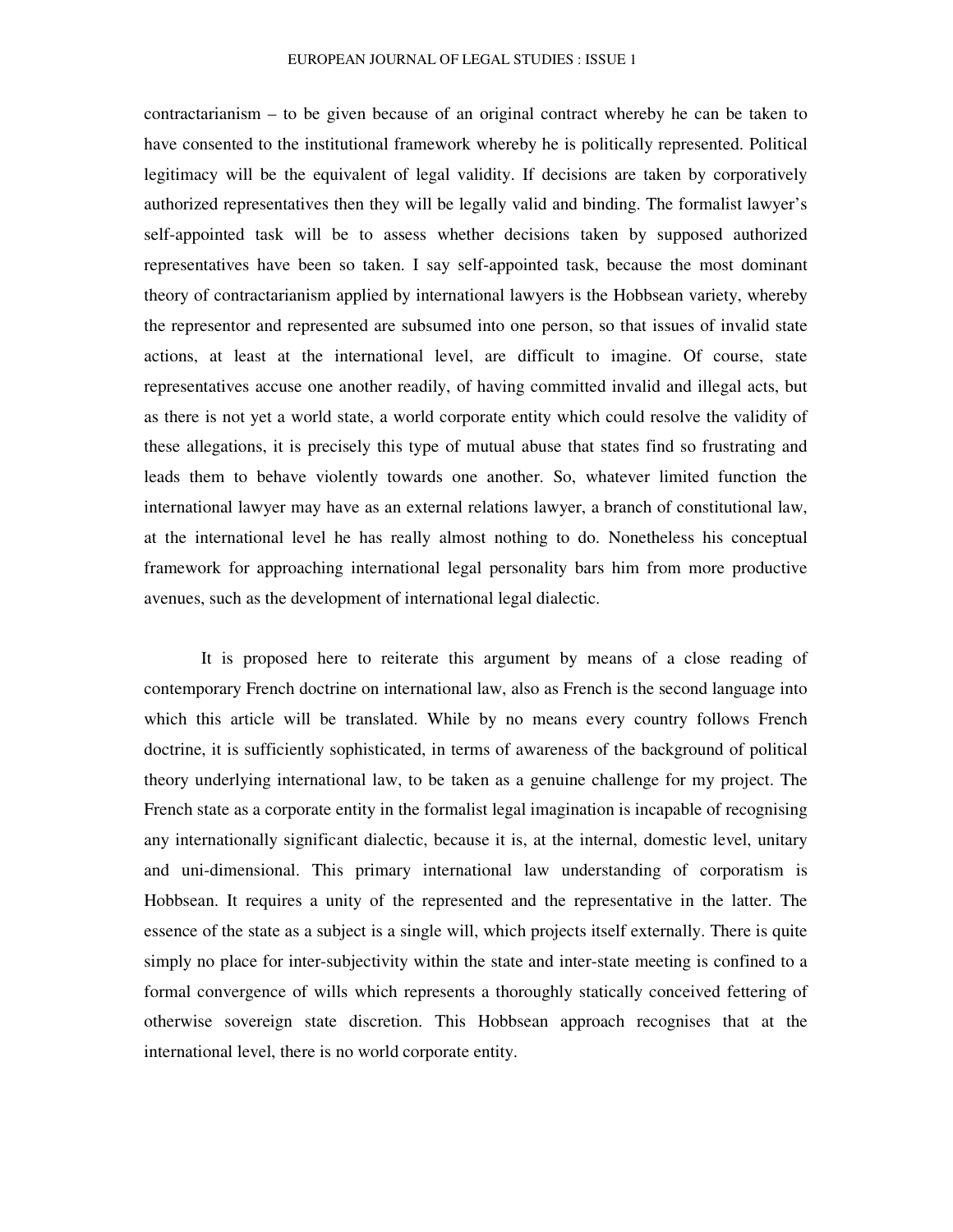contractarianism – to be given because of an original contract whereby he can be taken to have consented to the institutional framework whereby he is politically represented. Political legitimacy will be the equivalent of legal validity. If decisions are taken by corporatively authorized representatives then they will be legally valid and binding. The formalist lawyer's self-appointed task will be to assess whether decisions taken by supposed authorized representatives have been so taken. I say self-appointed task, because the most dominant theory of contractarianism applied by international lawyers is the Hobbsean variety, whereby the representor and represented are subsumed into one person, so that issues of invalid state actions, at least at the international level, are difficult to imagine. Of course, state representatives accuse one another readily, of having committed invalid and illegal acts, but as there is not yet a world state, a world corporate entity which could resolve the validity of these allegations, it is precisely this type of mutual abuse that states find so frustrating and leads them to behave violently towards one another. So, whatever limited function the international lawyer may have as an external relations lawyer, a branch of constitutional law, at the international level he has really almost nothing to do. Nonetheless his conceptual framework for approaching international legal personality bars him from more productive avenues, such as the development of international legal dialectic.

It is proposed here to reiterate this argument by means of a close reading of contemporary French doctrine on international law, also as French is the second language into which this article will be translated. While by no means every country follows French doctrine, it is sufficiently sophisticated, in terms of awareness of the background of political theory underlying international law, to be taken as a genuine challenge for my project. The French state as a corporate entity in the formalist legal imagination is incapable of recognising any internationally significant dialectic, because it is, at the internal, domestic level, unitary and uni-dimensional. This primary international law understanding of corporatism is Hobbsean. It requires a unity of the represented and the representative in the latter. The essence of the state as a subject is a single will, which projects itself externally. There is quite simply no place for inter-subjectivity within the state and inter-state meeting is confined to a formal convergence of wills which represents a thoroughly statically conceived fettering of otherwise sovereign state discretion. This Hobbsean approach recognises that at the international level, there is no world corporate entity.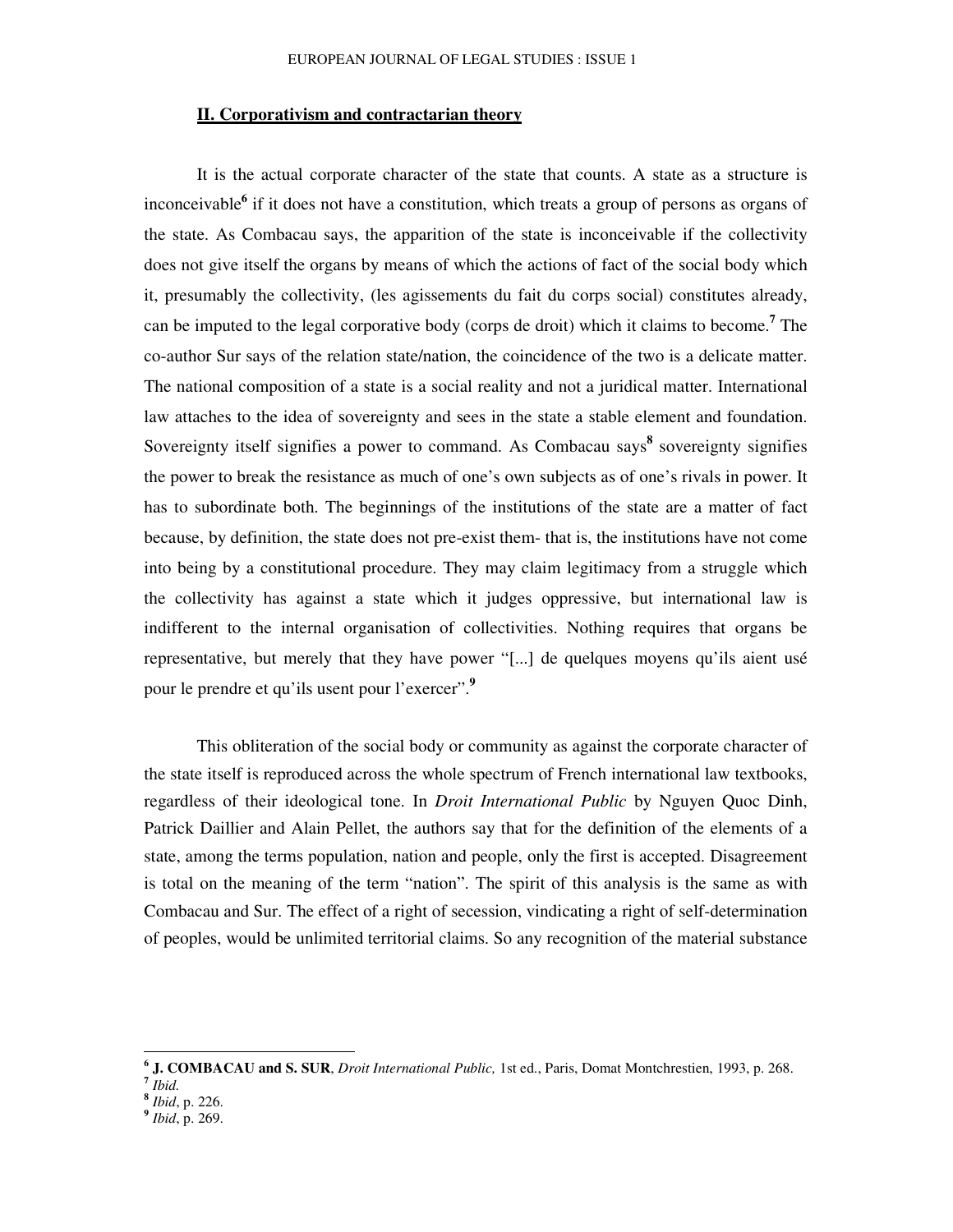## II. Corporativism and contractarian theory

It is the actual corporate character of the state that counts. A state as a structure is inconceivable[6] if it does not have a constitution, which treats a group of persons as organs of the state. As Combacau says, the apparition of the state is inconceivable if the collectivity does not give itself the organs by means of which the actions of fact of the social body which it, presumably the collectivity, (les agissements du fait du corps social) constitutes already, can be imputed to the legal corporative body (corps de droit) which it claims to become.[7] The co-author Sur says of the relation state/nation, the coincidence of the two is a delicate matter. The national composition of a state is a social reality and not a juridical matter. International law attaches to the idea of sovereignty and sees in the state a stable element and foundation. Sovereignty itself signifies a power to command. As Combacau says[8] sovereignty signifies the power to break the resistance as much of one's own subjects as of one's rivals in power. It has to subordinate both. The beginnings of the institutions of the state are a matter of fact because, by definition, the state does not pre-exist them- that is, the institutions have not come into being by a constitutional procedure. They may claim legitimacy from a struggle which the collectivity has against a state which it judges oppressive, but international law is indifferent to the internal organisation of collectivities. Nothing requires that organs be representative, but merely that they have power "[...] de quelques moyens qu'ils aient usé pour le prendre et qu'ils usent pour l'exercer".[9]

This obliteration of the social body or community as against the corporate character of the state itself is reproduced across the whole spectrum of French international law textbooks, regardless of their ideological tone. In *Droit International Public* by Nguyen Quoc Dinh, Patrick Daillier and Alain Pellet, the authors say that for the definition of the elements of a state, among the terms population, nation and people, only the first is accepted. Disagreement is total on the meaning of the term "nation". The spirit of this analysis is the same as with Combacau and Sur. The effect of a right of secession, vindicating a right of self-determination of peoples, would be unlimited territorial claims. So any recognition of the material substance

---

[6] **J. COMBACAU and S. SUR**, *Droit International Public,* 1st ed., Paris, Domat Montchrestien, 1993, p. 268.

[7] *Ibid.*

[8] *Ibid*, p. 226.

[9] *Ibid*, p. 269.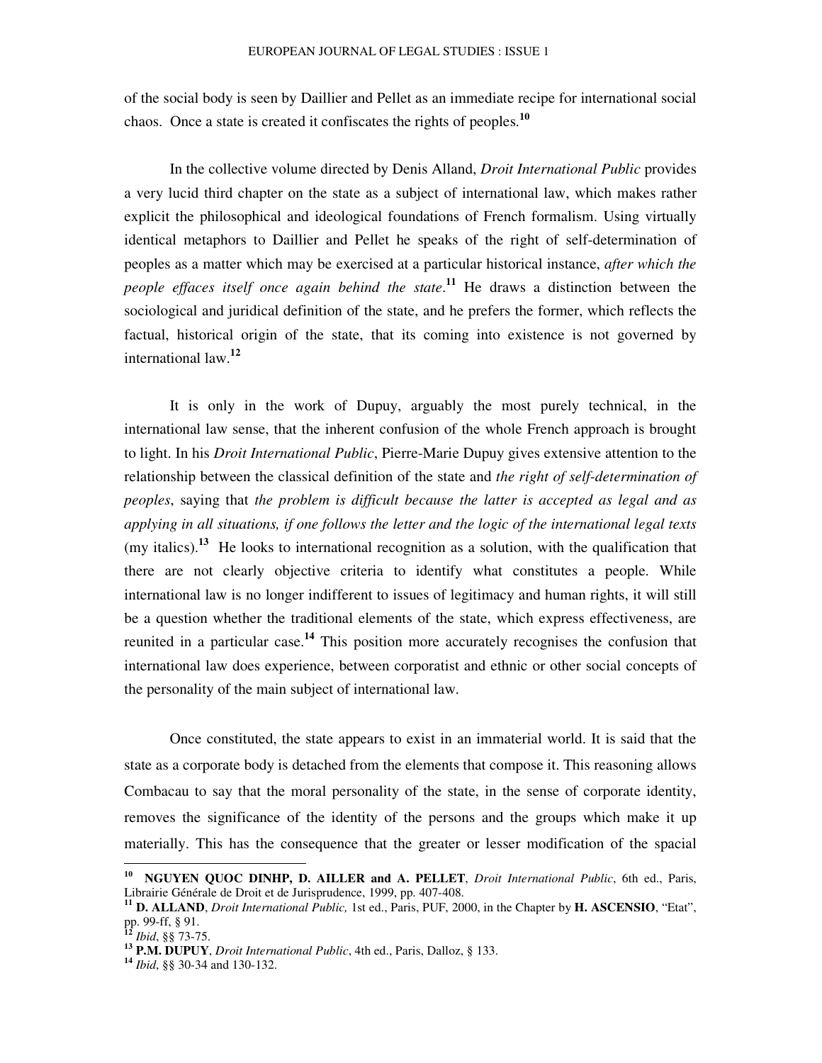of the social body is seen by Daillier and Pellet as an immediate recipe for international social chaos. Once a state is created it confiscates the rights of peoples.[10]

In the collective volume directed by Denis Alland, *Droit International Public* provides a very lucid third chapter on the state as a subject of international law, which makes rather explicit the philosophical and ideological foundations of French formalism. Using virtually identical metaphors to Daillier and Pellet he speaks of the right of self-determination of peoples as a matter which may be exercised at a particular historical instance, *after which the people effaces itself once again behind the state*.[11] He draws a distinction between the sociological and juridical definition of the state, and he prefers the former, which reflects the factual, historical origin of the state, that its coming into existence is not governed by international law.[12]

It is only in the work of Dupuy, arguably the most purely technical, in the international law sense, that the inherent confusion of the whole French approach is brought to light. In his *Droit International Public*, Pierre-Marie Dupuy gives extensive attention to the relationship between the classical definition of the state and *the right of self-determination of peoples*, saying that *the problem is difficult because the latter is accepted as legal and as applying in all situations, if one follows the letter and the logic of the international legal texts* (my italics).[13] He looks to international recognition as a solution, with the qualification that there are not clearly objective criteria to identify what constitutes a people. While international law is no longer indifferent to issues of legitimacy and human rights, it will still be a question whether the traditional elements of the state, which express effectiveness, are reunited in a particular case.[14] This position more accurately recognises the confusion that international law does experience, between corporatist and ethnic or other social concepts of the personality of the main subject of international law.

Once constituted, the state appears to exist in an immaterial world. It is said that the state as a corporate body is detached from the elements that compose it. This reasoning allows Combacau to say that the moral personality of the state, in the sense of corporate identity, removes the significance of the identity of the persons and the groups which make it up materially. This has the consequence that the greater or lesser modification of the spacial

---

[10] **NGUYEN QUOC DINHP, D. AILLER and A. PELLET**, *Droit International Public*, 6th ed., Paris, Librairie Générale de Droit et de Jurisprudence, 1999, pp. 407-408.

[11] **D. ALLAND**, *Droit International Public,* 1st ed., Paris, PUF, 2000, in the Chapter by **H. ASCENSIO**, "Etat", pp. 99-ff, § 91.

[12] *Ibid*, §§ 73-75.

[13] **P.M. DUPUY**, *Droit International Public*, 4th ed., Paris, Dalloz, § 133.

[14] *Ibid*, §§ 30-34 and 130-132.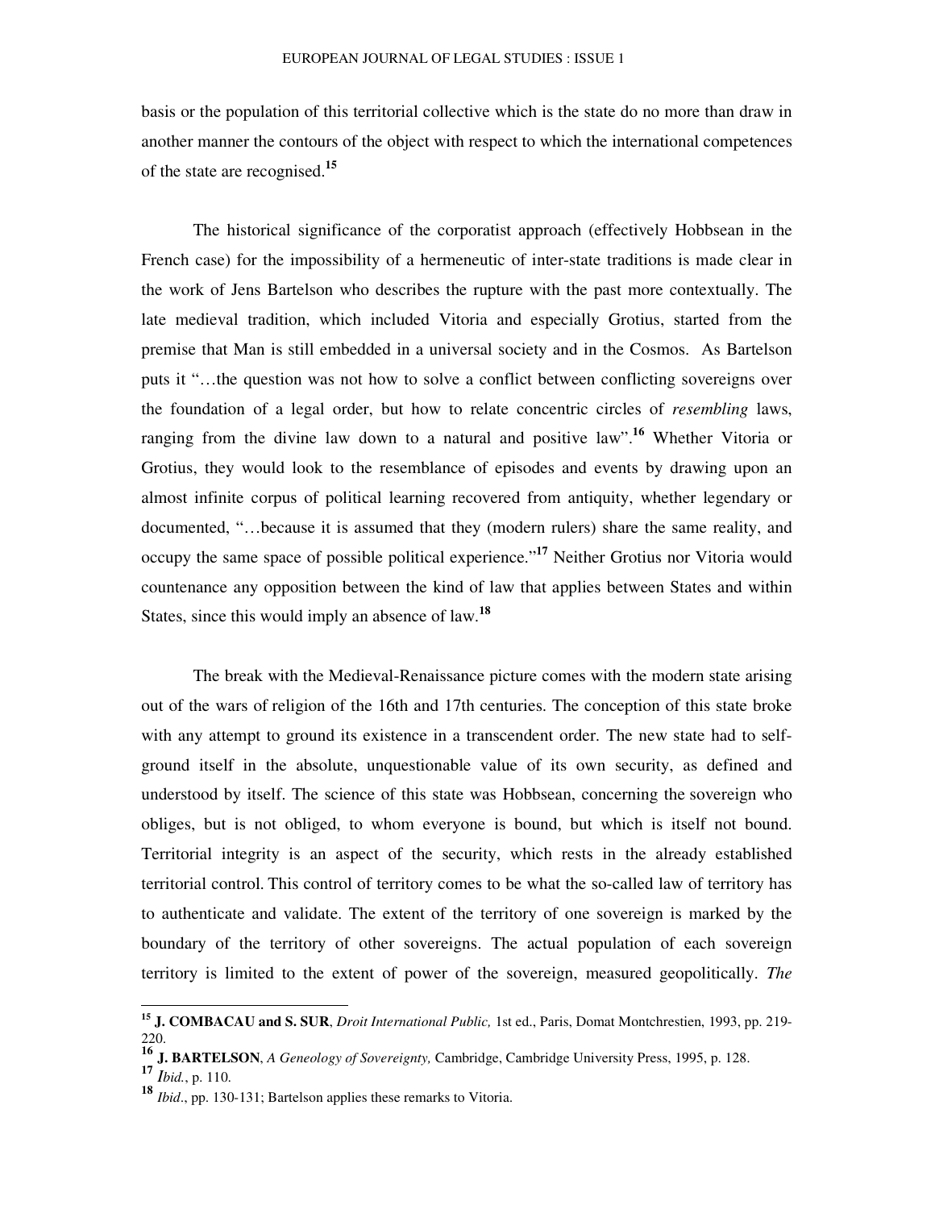basis or the population of this territorial collective which is the state do no more than draw in another manner the contours of the object with respect to which the international competences of the state are recognised.[15]

The historical significance of the corporatist approach (effectively Hobbsean in the French case) for the impossibility of a hermeneutic of inter-state traditions is made clear in the work of Jens Bartelson who describes the rupture with the past more contextually. The late medieval tradition, which included Vitoria and especially Grotius, started from the premise that Man is still embedded in a universal society and in the Cosmos. As Bartelson puts it "…the question was not how to solve a conflict between conflicting sovereigns over the foundation of a legal order, but how to relate concentric circles of *resembling* laws, ranging from the divine law down to a natural and positive law".[16] Whether Vitoria or Grotius, they would look to the resemblance of episodes and events by drawing upon an almost infinite corpus of political learning recovered from antiquity, whether legendary or documented, "…because it is assumed that they (modern rulers) share the same reality, and occupy the same space of possible political experience."[17] Neither Grotius nor Vitoria would countenance any opposition between the kind of law that applies between States and within States, since this would imply an absence of law.[18]

The break with the Medieval-Renaissance picture comes with the modern state arising out of the wars of religion of the 16th and 17th centuries. The conception of this state broke with any attempt to ground its existence in a transcendent order. The new state had to self-ground itself in the absolute, unquestionable value of its own security, as defined and understood by itself. The science of this state was Hobbsean, concerning the sovereign who obliges, but is not obliged, to whom everyone is bound, but which is itself not bound. Territorial integrity is an aspect of the security, which rests in the already established territorial control. This control of territory comes to be what the so-called law of territory has to authenticate and validate. The extent of the territory of one sovereign is marked by the boundary of the territory of other sovereigns. The actual population of each sovereign territory is limited to the extent of power of the sovereign, measured geopolitically. *The*

---

[15] **J. COMBACAU and S. SUR**, *Droit International Public,* 1st ed., Paris, Domat Montchrestien, 1993, pp. 219-220.

[16] **J. BARTELSON**, *A Geneology of Sovereignty,* Cambridge, Cambridge University Press, 1995, p. 128.

[17] *Ibid.*, p. 110.

[18] *Ibid*., pp. 130-131; Bartelson applies these remarks to Vitoria.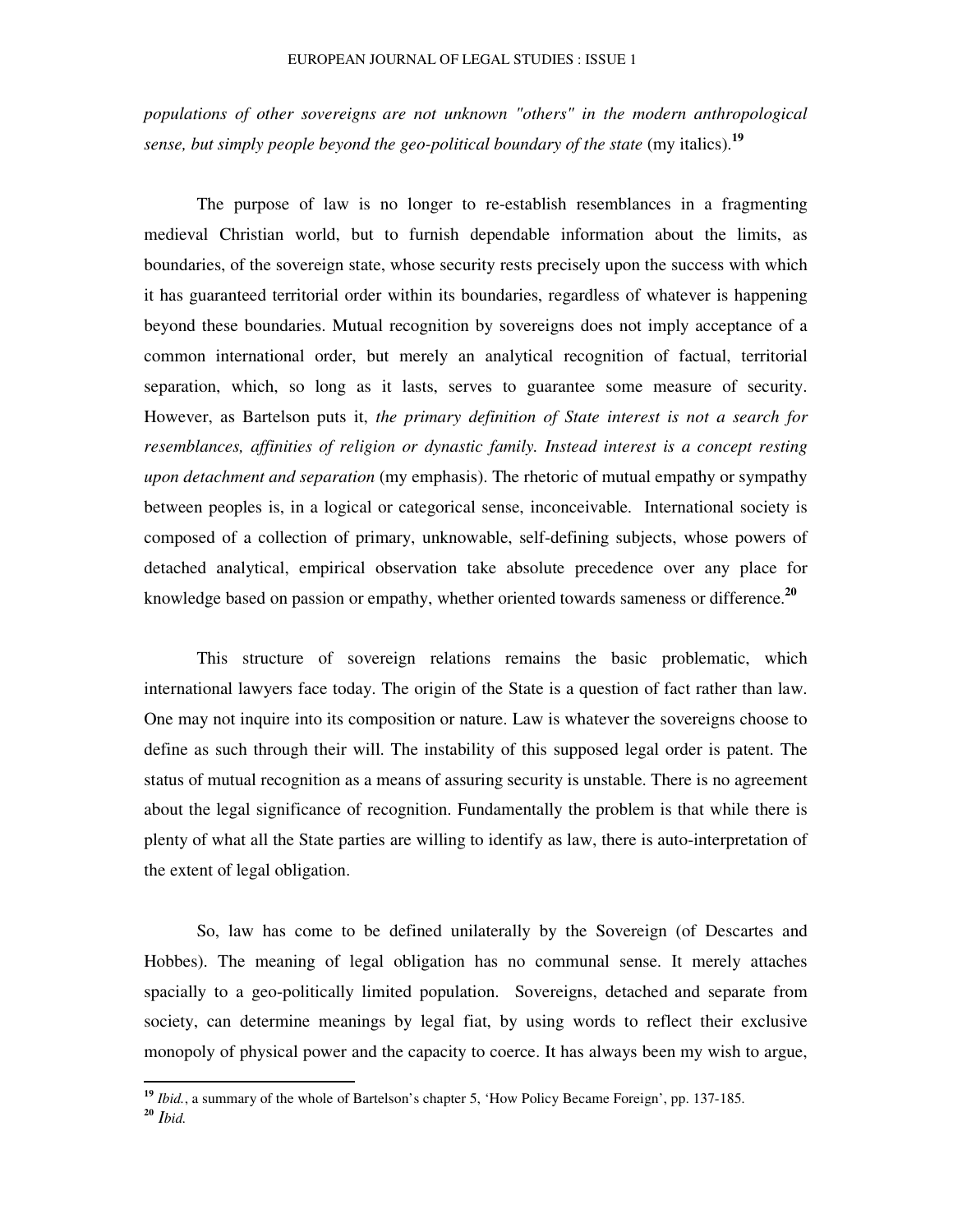*populations of other sovereigns are not unknown "others" in the modern anthropological sense, but simply people beyond the geo-political boundary of the state* (my italics).[19]

The purpose of law is no longer to re-establish resemblances in a fragmenting medieval Christian world, but to furnish dependable information about the limits, as boundaries, of the sovereign state, whose security rests precisely upon the success with which it has guaranteed territorial order within its boundaries, regardless of whatever is happening beyond these boundaries. Mutual recognition by sovereigns does not imply acceptance of a common international order, but merely an analytical recognition of factual, territorial separation, which, so long as it lasts, serves to guarantee some measure of security. However, as Bartelson puts it, *the primary definition of State interest is not a search for resemblances, affinities of religion or dynastic family. Instead interest is a concept resting upon detachment and separation* (my emphasis). The rhetoric of mutual empathy or sympathy between peoples is, in a logical or categorical sense, inconceivable. International society is composed of a collection of primary, unknowable, self-defining subjects, whose powers of detached analytical, empirical observation take absolute precedence over any place for knowledge based on passion or empathy, whether oriented towards sameness or difference.[20]

This structure of sovereign relations remains the basic problematic, which international lawyers face today. The origin of the State is a question of fact rather than law. One may not inquire into its composition or nature. Law is whatever the sovereigns choose to define as such through their will. The instability of this supposed legal order is patent. The status of mutual recognition as a means of assuring security is unstable. There is no agreement about the legal significance of recognition. Fundamentally the problem is that while there is plenty of what all the State parties are willing to identify as law, there is auto-interpretation of the extent of legal obligation.

So, law has come to be defined unilaterally by the Sovereign (of Descartes and Hobbes). The meaning of legal obligation has no communal sense. It merely attaches spacially to a geo-politically limited population. Sovereigns, detached and separate from society, can determine meanings by legal fiat, by using words to reflect their exclusive monopoly of physical power and the capacity to coerce. It has always been my wish to argue,

---

[19] *Ibid.*, a summary of the whole of Bartelson's chapter 5, 'How Policy Became Foreign', pp. 137-185.

[20] *Ibid.*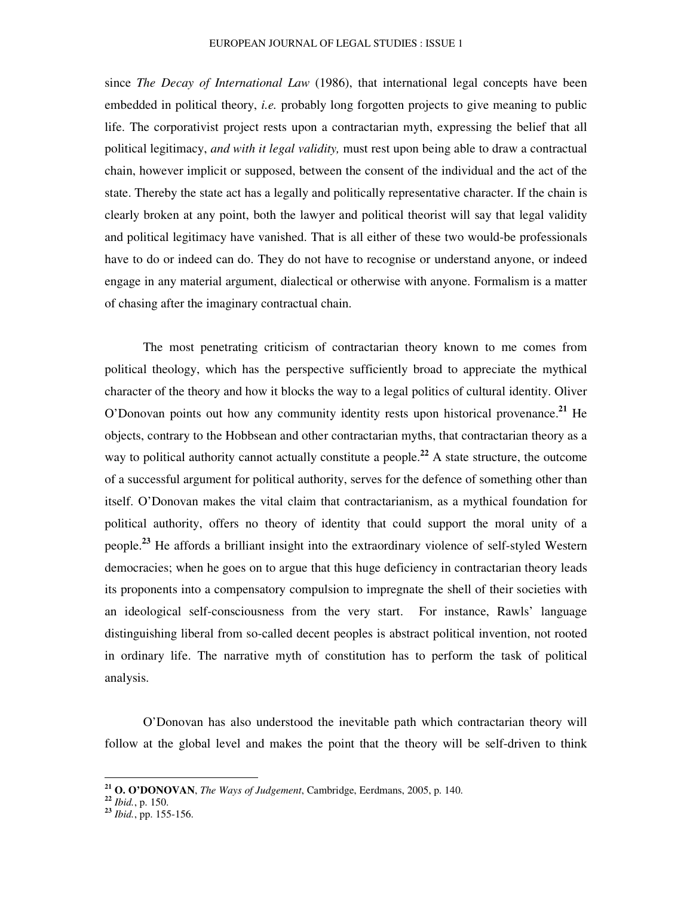since *The Decay of International Law* (1986), that international legal concepts have been embedded in political theory, *i.e.* probably long forgotten projects to give meaning to public life. The corporativist project rests upon a contractarian myth, expressing the belief that all political legitimacy, *and with it legal validity,* must rest upon being able to draw a contractual chain, however implicit or supposed, between the consent of the individual and the act of the state. Thereby the state act has a legally and politically representative character. If the chain is clearly broken at any point, both the lawyer and political theorist will say that legal validity and political legitimacy have vanished. That is all either of these two would-be professionals have to do or indeed can do. They do not have to recognise or understand anyone, or indeed engage in any material argument, dialectical or otherwise with anyone. Formalism is a matter of chasing after the imaginary contractual chain.

The most penetrating criticism of contractarian theory known to me comes from political theology, which has the perspective sufficiently broad to appreciate the mythical character of the theory and how it blocks the way to a legal politics of cultural identity. Oliver O'Donovan points out how any community identity rests upon historical provenance.[21] He objects, contrary to the Hobbsean and other contractarian myths, that contractarian theory as a way to political authority cannot actually constitute a people.[22] A state structure, the outcome of a successful argument for political authority, serves for the defence of something other than itself. O'Donovan makes the vital claim that contractarianism, as a mythical foundation for political authority, offers no theory of identity that could support the moral unity of a people.[23] He affords a brilliant insight into the extraordinary violence of self-styled Western democracies; when he goes on to argue that this huge deficiency in contractarian theory leads its proponents into a compensatory compulsion to impregnate the shell of their societies with an ideological self-consciousness from the very start. For instance, Rawls' language distinguishing liberal from so-called decent peoples is abstract political invention, not rooted in ordinary life. The narrative myth of constitution has to perform the task of political analysis.

O'Donovan has also understood the inevitable path which contractarian theory will follow at the global level and makes the point that the theory will be self-driven to think

---

[21] **O. O'DONOVAN**, *The Ways of Judgement*, Cambridge, Eerdmans, 2005, p. 140.

[22] *Ibid.*, p. 150.

[23] *Ibid.*, pp. 155-156.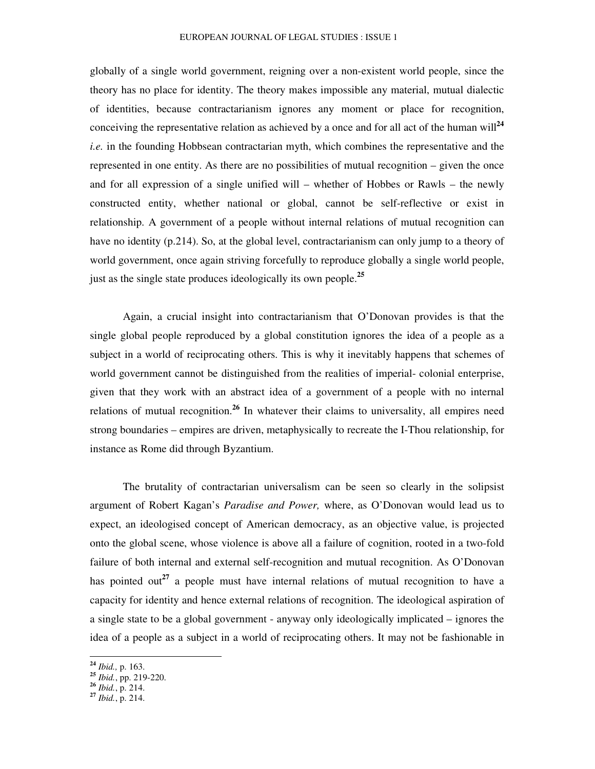globally of a single world government, reigning over a non-existent world people, since the theory has no place for identity. The theory makes impossible any material, mutual dialectic of identities, because contractarianism ignores any moment or place for recognition, conceiving the representative relation as achieved by a once and for all act of the human will[24] *i.e.* in the founding Hobbsean contractarian myth, which combines the representative and the represented in one entity. As there are no possibilities of mutual recognition – given the once and for all expression of a single unified will – whether of Hobbes or Rawls – the newly constructed entity, whether national or global, cannot be self-reflective or exist in relationship. A government of a people without internal relations of mutual recognition can have no identity (p.214). So, at the global level, contractarianism can only jump to a theory of world government, once again striving forcefully to reproduce globally a single world people, just as the single state produces ideologically its own people.[25]

Again, a crucial insight into contractarianism that O'Donovan provides is that the single global people reproduced by a global constitution ignores the idea of a people as a subject in a world of reciprocating others. This is why it inevitably happens that schemes of world government cannot be distinguished from the realities of imperial- colonial enterprise, given that they work with an abstract idea of a government of a people with no internal relations of mutual recognition.[26] In whatever their claims to universality, all empires need strong boundaries – empires are driven, metaphysically to recreate the I-Thou relationship, for instance as Rome did through Byzantium.

The brutality of contractarian universalism can be seen so clearly in the solipsist argument of Robert Kagan's *Paradise and Power,* where, as O'Donovan would lead us to expect, an ideologised concept of American democracy, as an objective value, is projected onto the global scene, whose violence is above all a failure of cognition, rooted in a two-fold failure of both internal and external self-recognition and mutual recognition. As O'Donovan has pointed out[27] a people must have internal relations of mutual recognition to have a capacity for identity and hence external relations of recognition. The ideological aspiration of a single state to be a global government - anyway only ideologically implicated – ignores the idea of a people as a subject in a world of reciprocating others. It may not be fashionable in

---

[24] *Ibid.,* p. 163.
[25] *Ibid.*, pp. 219-220.
[26] *Ibid.*, p. 214.
[27] *Ibid.*, p. 214.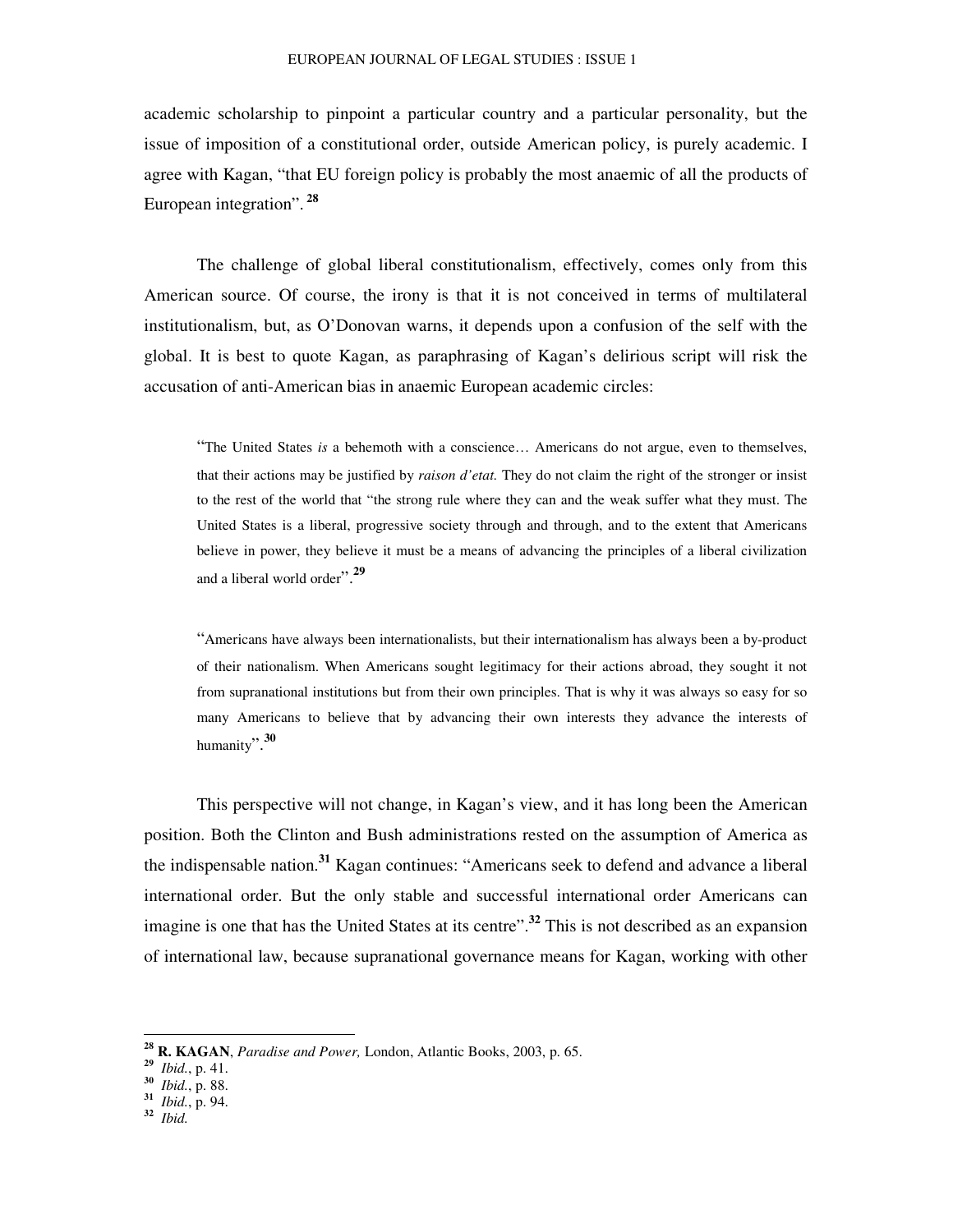academic scholarship to pinpoint a particular country and a particular personality, but the issue of imposition of a constitutional order, outside American policy, is purely academic. I agree with Kagan, "that EU foreign policy is probably the most anaemic of all the products of European integration".[28]

The challenge of global liberal constitutionalism, effectively, comes only from this American source. Of course, the irony is that it is not conceived in terms of multilateral institutionalism, but, as O'Donovan warns, it depends upon a confusion of the self with the global. It is best to quote Kagan, as paraphrasing of Kagan's delirious script will risk the accusation of anti-American bias in anaemic European academic circles:

> "The United States *is* a behemoth with a conscience… Americans do not argue, even to themselves, that their actions may be justified by *raison d'etat.* They do not claim the right of the stronger or insist to the rest of the world that "the strong rule where they can and the weak suffer what they must. The United States is a liberal, progressive society through and through, and to the extent that Americans believe in power, they believe it must be a means of advancing the principles of a liberal civilization and a liberal world order".[29]

> "Americans have always been internationalists, but their internationalism has always been a by-product of their nationalism. When Americans sought legitimacy for their actions abroad, they sought it not from supranational institutions but from their own principles. That is why it was always so easy for so many Americans to believe that by advancing their own interests they advance the interests of humanity".[30]

This perspective will not change, in Kagan's view, and it has long been the American position. Both the Clinton and Bush administrations rested on the assumption of America as the indispensable nation.[31] Kagan continues: "Americans seek to defend and advance a liberal international order. But the only stable and successful international order Americans can imagine is one that has the United States at its centre".[32] This is not described as an expansion of international law, because supranational governance means for Kagan, working with other

---

[28] **R. KAGAN**, *Paradise and Power,* London, Atlantic Books, 2003, p. 65.
[29] *Ibid.*, p. 41.
[30] *Ibid.*, p. 88.
[31] *Ibid.*, p. 94.
[32] *Ibid.*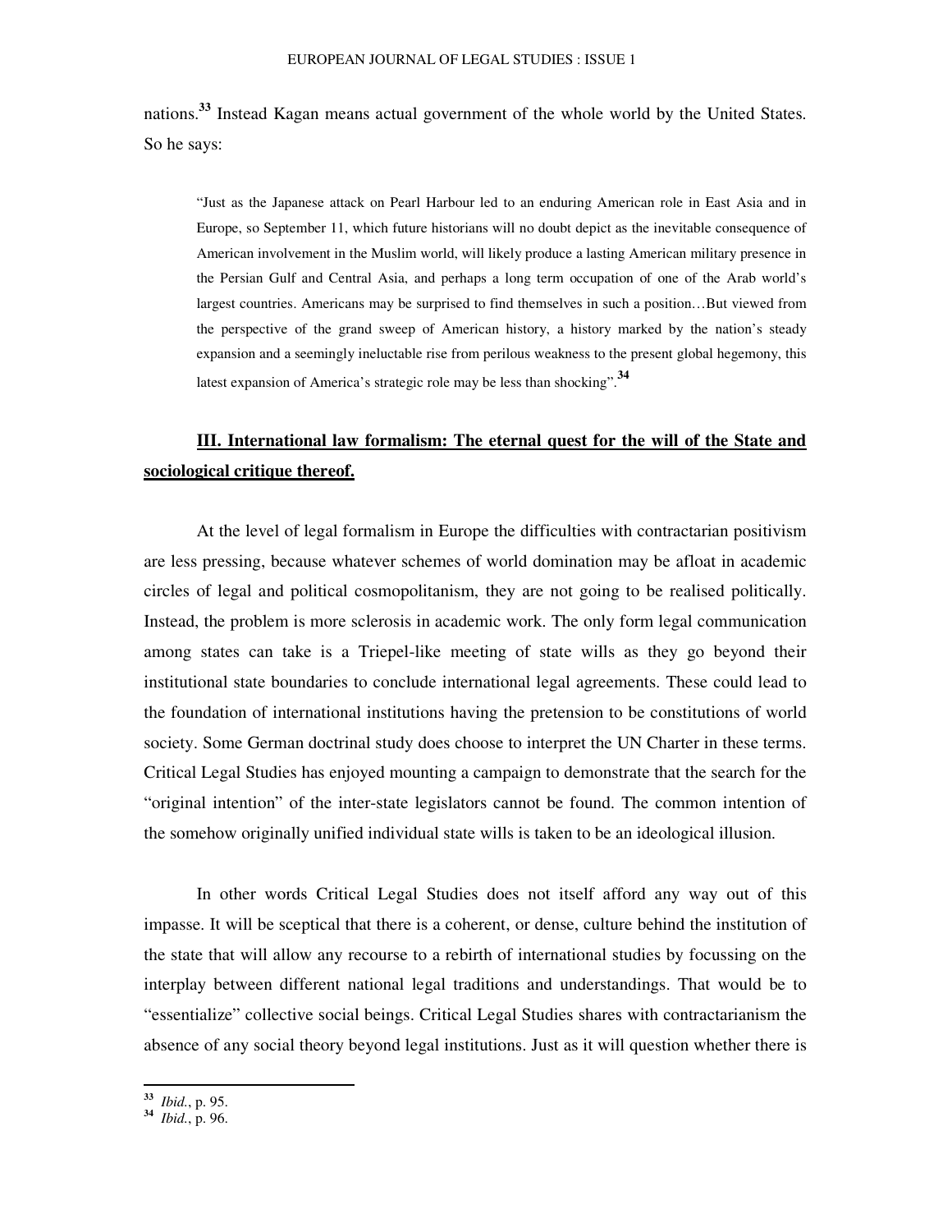nations.[33] Instead Kagan means actual government of the whole world by the United States. So he says:

> "Just as the Japanese attack on Pearl Harbour led to an enduring American role in East Asia and in Europe, so September 11, which future historians will no doubt depict as the inevitable consequence of American involvement in the Muslim world, will likely produce a lasting American military presence in the Persian Gulf and Central Asia, and perhaps a long term occupation of one of the Arab world's largest countries. Americans may be surprised to find themselves in such a position…But viewed from the perspective of the grand sweep of American history, a history marked by the nation's steady expansion and a seemingly ineluctable rise from perilous weakness to the present global hegemony, this latest expansion of America's strategic role may be less than shocking".[34]

## III. International law formalism: The eternal quest for the will of the State and sociological critique thereof.

At the level of legal formalism in Europe the difficulties with contractarian positivism are less pressing, because whatever schemes of world domination may be afloat in academic circles of legal and political cosmopolitanism, they are not going to be realised politically. Instead, the problem is more sclerosis in academic work. The only form legal communication among states can take is a Triepel-like meeting of state wills as they go beyond their institutional state boundaries to conclude international legal agreements. These could lead to the foundation of international institutions having the pretension to be constitutions of world society. Some German doctrinal study does choose to interpret the UN Charter in these terms. Critical Legal Studies has enjoyed mounting a campaign to demonstrate that the search for the "original intention" of the inter-state legislators cannot be found. The common intention of the somehow originally unified individual state wills is taken to be an ideological illusion.

In other words Critical Legal Studies does not itself afford any way out of this impasse. It will be sceptical that there is a coherent, or dense, culture behind the institution of the state that will allow any recourse to a rebirth of international studies by focussing on the interplay between different national legal traditions and understandings. That would be to "essentialize" collective social beings. Critical Legal Studies shares with contractarianism the absence of any social theory beyond legal institutions. Just as it will question whether there is

---

[33] *Ibid.*, p. 95.

[34] *Ibid.*, p. 96.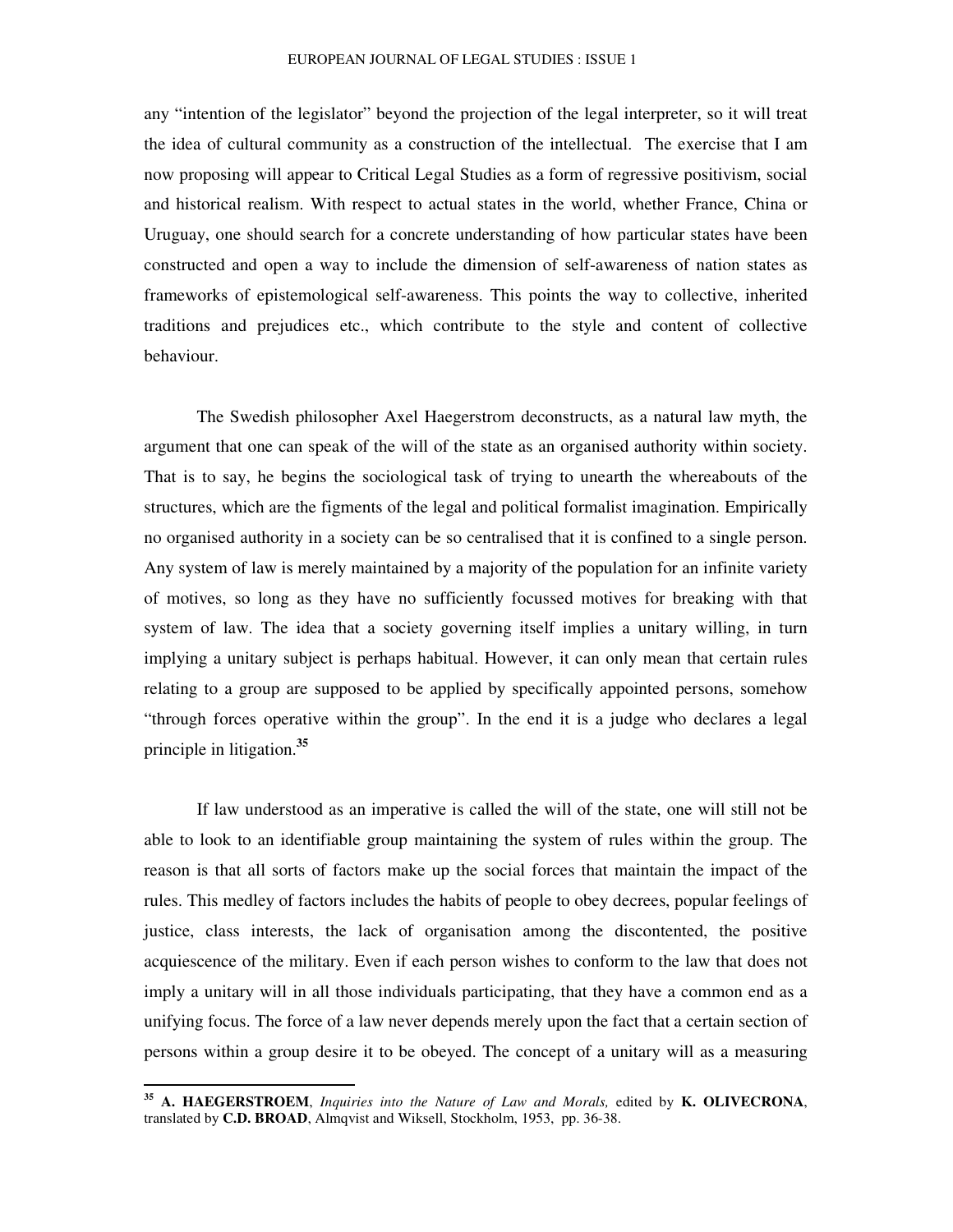any "intention of the legislator" beyond the projection of the legal interpreter, so it will treat the idea of cultural community as a construction of the intellectual. The exercise that I am now proposing will appear to Critical Legal Studies as a form of regressive positivism, social and historical realism. With respect to actual states in the world, whether France, China or Uruguay, one should search for a concrete understanding of how particular states have been constructed and open a way to include the dimension of self-awareness of nation states as frameworks of epistemological self-awareness. This points the way to collective, inherited traditions and prejudices etc., which contribute to the style and content of collective behaviour.

The Swedish philosopher Axel Haegerstrom deconstructs, as a natural law myth, the argument that one can speak of the will of the state as an organised authority within society. That is to say, he begins the sociological task of trying to unearth the whereabouts of the structures, which are the figments of the legal and political formalist imagination. Empirically no organised authority in a society can be so centralised that it is confined to a single person. Any system of law is merely maintained by a majority of the population for an infinite variety of motives, so long as they have no sufficiently focussed motives for breaking with that system of law. The idea that a society governing itself implies a unitary willing, in turn implying a unitary subject is perhaps habitual. However, it can only mean that certain rules relating to a group are supposed to be applied by specifically appointed persons, somehow "through forces operative within the group". In the end it is a judge who declares a legal principle in litigation.[35]

If law understood as an imperative is called the will of the state, one will still not be able to look to an identifiable group maintaining the system of rules within the group. The reason is that all sorts of factors make up the social forces that maintain the impact of the rules. This medley of factors includes the habits of people to obey decrees, popular feelings of justice, class interests, the lack of organisation among the discontented, the positive acquiescence of the military. Even if each person wishes to conform to the law that does not imply a unitary will in all those individuals participating, that they have a common end as a unifying focus. The force of a law never depends merely upon the fact that a certain section of persons within a group desire it to be obeyed. The concept of a unitary will as a measuring

---

[35] **A. HAEGERSTROEM**, *Inquiries into the Nature of Law and Morals,* edited by **K. OLIVECRONA**, translated by **C.D. BROAD**, Almqvist and Wiksell, Stockholm, 1953, pp. 36-38.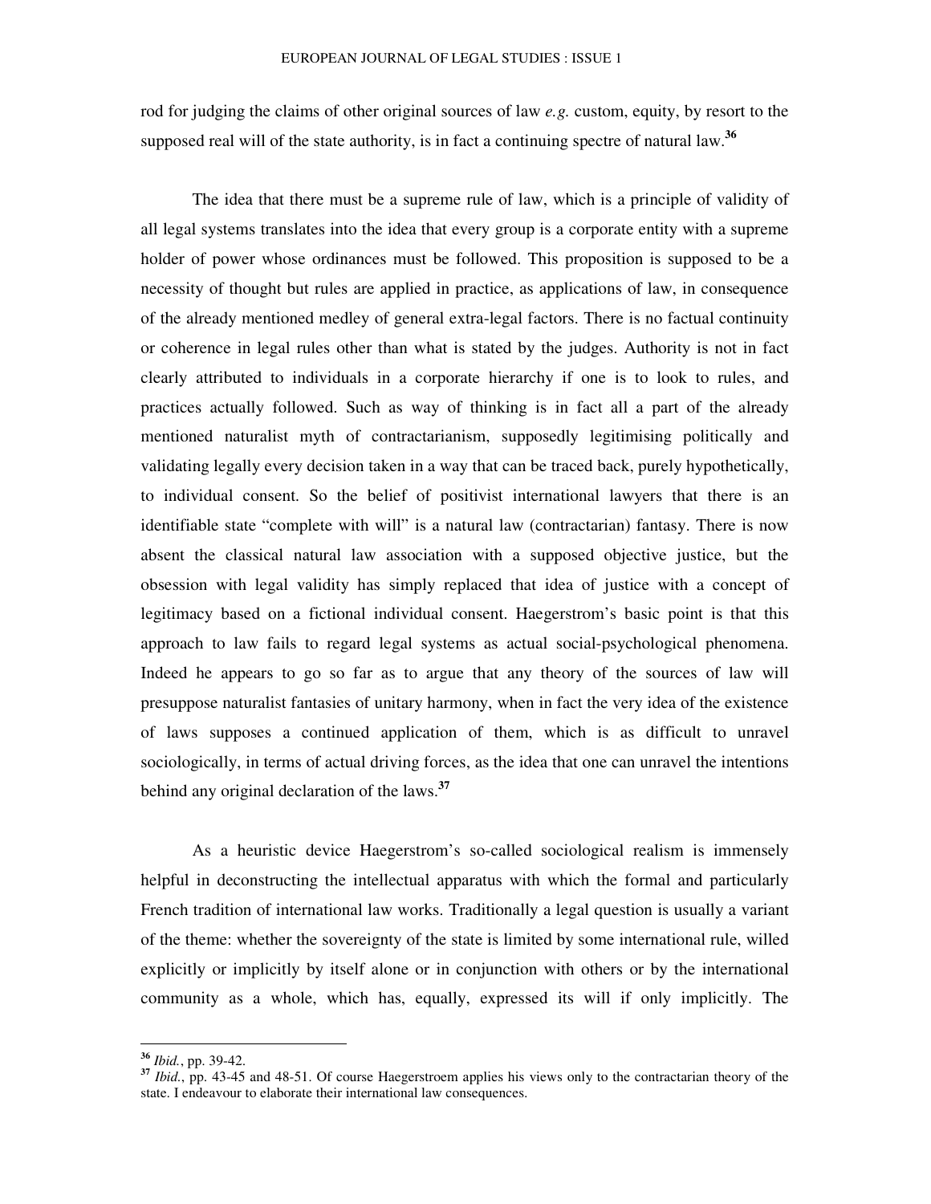rod for judging the claims of other original sources of law *e.g.* custom, equity, by resort to the supposed real will of the state authority, is in fact a continuing spectre of natural law.[36]

The idea that there must be a supreme rule of law, which is a principle of validity of all legal systems translates into the idea that every group is a corporate entity with a supreme holder of power whose ordinances must be followed. This proposition is supposed to be a necessity of thought but rules are applied in practice, as applications of law, in consequence of the already mentioned medley of general extra-legal factors. There is no factual continuity or coherence in legal rules other than what is stated by the judges. Authority is not in fact clearly attributed to individuals in a corporate hierarchy if one is to look to rules, and practices actually followed. Such as way of thinking is in fact all a part of the already mentioned naturalist myth of contractarianism, supposedly legitimising politically and validating legally every decision taken in a way that can be traced back, purely hypothetically, to individual consent. So the belief of positivist international lawyers that there is an identifiable state "complete with will" is a natural law (contractarian) fantasy. There is now absent the classical natural law association with a supposed objective justice, but the obsession with legal validity has simply replaced that idea of justice with a concept of legitimacy based on a fictional individual consent. Haegerstrom's basic point is that this approach to law fails to regard legal systems as actual social-psychological phenomena. Indeed he appears to go so far as to argue that any theory of the sources of law will presuppose naturalist fantasies of unitary harmony, when in fact the very idea of the existence of laws supposes a continued application of them, which is as difficult to unravel sociologically, in terms of actual driving forces, as the idea that one can unravel the intentions behind any original declaration of the laws.[37]

As a heuristic device Haegerstrom's so-called sociological realism is immensely helpful in deconstructing the intellectual apparatus with which the formal and particularly French tradition of international law works. Traditionally a legal question is usually a variant of the theme: whether the sovereignty of the state is limited by some international rule, willed explicitly or implicitly by itself alone or in conjunction with others or by the international community as a whole, which has, equally, expressed its will if only implicitly. The

---

[36] *Ibid.*, pp. 39-42.

[37] *Ibid.*, pp. 43-45 and 48-51. Of course Haegerstroem applies his views only to the contractarian theory of the state. I endeavour to elaborate their international law consequences.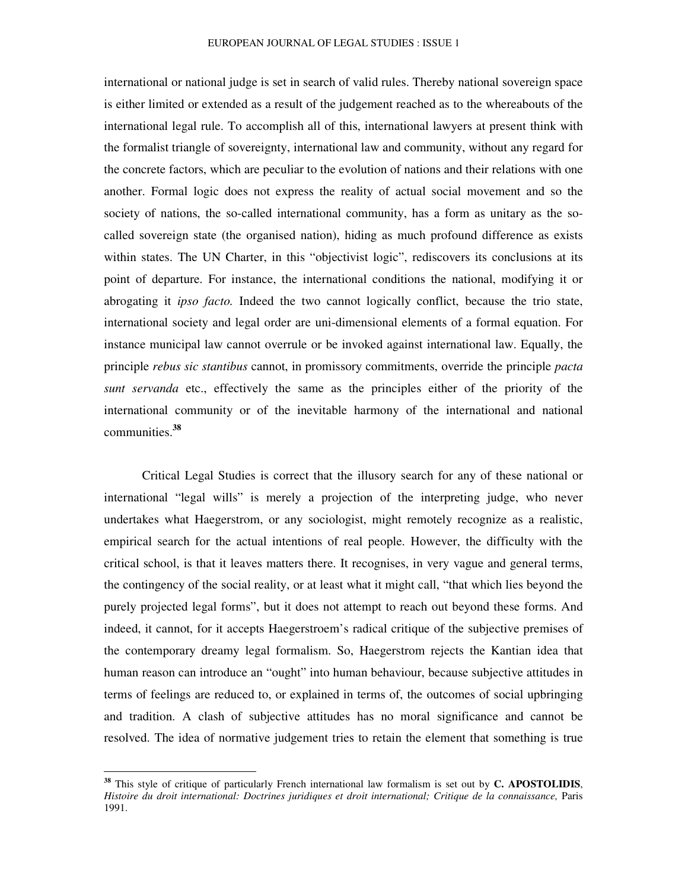international or national judge is set in search of valid rules. Thereby national sovereign space is either limited or extended as a result of the judgement reached as to the whereabouts of the international legal rule. To accomplish all of this, international lawyers at present think with the formalist triangle of sovereignty, international law and community, without any regard for the concrete factors, which are peculiar to the evolution of nations and their relations with one another. Formal logic does not express the reality of actual social movement and so the society of nations, the so-called international community, has a form as unitary as the so-called sovereign state (the organised nation), hiding as much profound difference as exists within states. The UN Charter, in this "objectivist logic", rediscovers its conclusions at its point of departure. For instance, the international conditions the national, modifying it or abrogating it *ipso facto.* Indeed the two cannot logically conflict, because the trio state, international society and legal order are uni-dimensional elements of a formal equation. For instance municipal law cannot overrule or be invoked against international law. Equally, the principle *rebus sic stantibus* cannot, in promissory commitments, override the principle *pacta sunt servanda* etc., effectively the same as the principles either of the priority of the international community or of the inevitable harmony of the international and national communities.[38]

Critical Legal Studies is correct that the illusory search for any of these national or international "legal wills" is merely a projection of the interpreting judge, who never undertakes what Haegerstrom, or any sociologist, might remotely recognize as a realistic, empirical search for the actual intentions of real people. However, the difficulty with the critical school, is that it leaves matters there. It recognises, in very vague and general terms, the contingency of the social reality, or at least what it might call, "that which lies beyond the purely projected legal forms", but it does not attempt to reach out beyond these forms. And indeed, it cannot, for it accepts Haegerstroem's radical critique of the subjective premises of the contemporary dreamy legal formalism. So, Haegerstrom rejects the Kantian idea that human reason can introduce an "ought" into human behaviour, because subjective attitudes in terms of feelings are reduced to, or explained in terms of, the outcomes of social upbringing and tradition. A clash of subjective attitudes has no moral significance and cannot be resolved. The idea of normative judgement tries to retain the element that something is true

---

[38] This style of critique of particularly French international law formalism is set out by **C. APOSTOLIDIS**, *Histoire du droit international: Doctrines juridiques et droit international; Critique de la connaissance,* Paris 1991.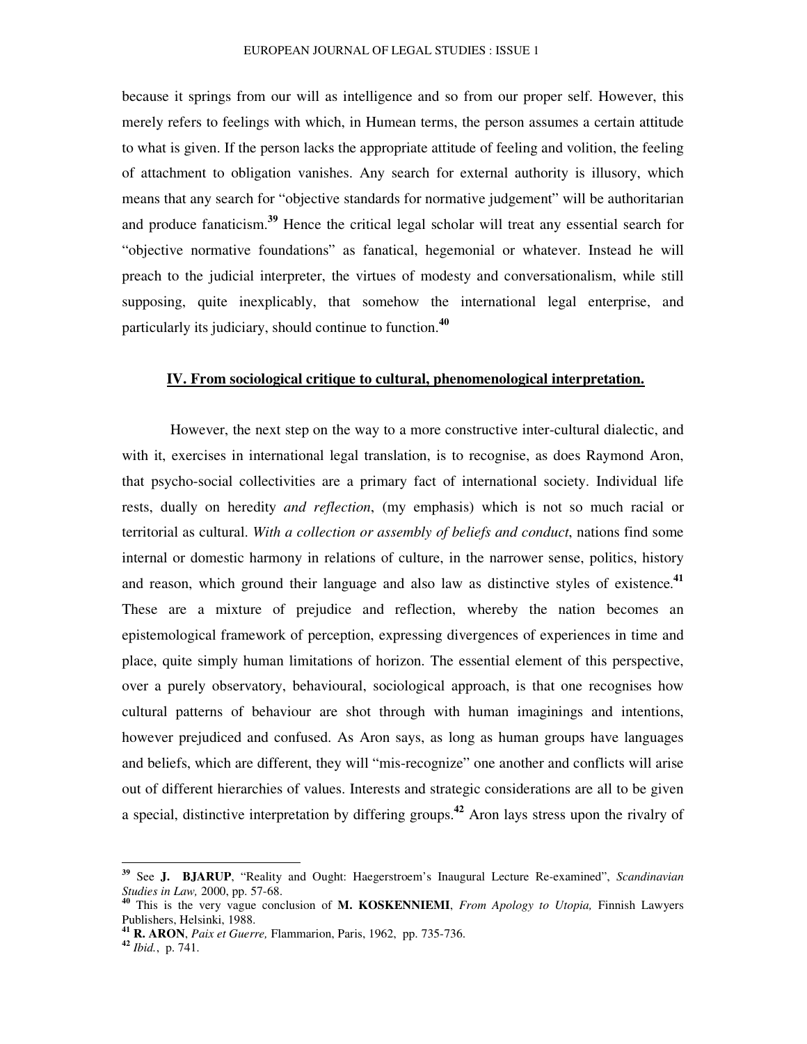because it springs from our will as intelligence and so from our proper self. However, this merely refers to feelings with which, in Humean terms, the person assumes a certain attitude to what is given. If the person lacks the appropriate attitude of feeling and volition, the feeling of attachment to obligation vanishes. Any search for external authority is illusory, which means that any search for "objective standards for normative judgement" will be authoritarian and produce fanaticism.[39] Hence the critical legal scholar will treat any essential search for "objective normative foundations" as fanatical, hegemonial or whatever. Instead he will preach to the judicial interpreter, the virtues of modesty and conversationalism, while still supposing, quite inexplicably, that somehow the international legal enterprise, and particularly its judiciary, should continue to function.[40]

## IV. From sociological critique to cultural, phenomenological interpretation.

However, the next step on the way to a more constructive inter-cultural dialectic, and with it, exercises in international legal translation, is to recognise, as does Raymond Aron, that psycho-social collectivities are a primary fact of international society. Individual life rests, dually on heredity *and reflection*, (my emphasis) which is not so much racial or territorial as cultural. *With a collection or assembly of beliefs and conduct*, nations find some internal or domestic harmony in relations of culture, in the narrower sense, politics, history and reason, which ground their language and also law as distinctive styles of existence.[41] These are a mixture of prejudice and reflection, whereby the nation becomes an epistemological framework of perception, expressing divergences of experiences in time and place, quite simply human limitations of horizon. The essential element of this perspective, over a purely observatory, behavioural, sociological approach, is that one recognises how cultural patterns of behaviour are shot through with human imaginings and intentions, however prejudiced and confused. As Aron says, as long as human groups have languages and beliefs, which are different, they will "mis-recognize" one another and conflicts will arise out of different hierarchies of values. Interests and strategic considerations are all to be given a special, distinctive interpretation by differing groups.[42] Aron lays stress upon the rivalry of

---

[39] See **J. BJARUP**, "Reality and Ought: Haegerstroem's Inaugural Lecture Re-examined", *Scandinavian Studies in Law,* 2000, pp. 57-68.

[40] This is the very vague conclusion of **M. KOSKENNIEMI**, *From Apology to Utopia,* Finnish Lawyers Publishers, Helsinki, 1988.

[41] **R. ARON**, *Paix et Guerre,* Flammarion, Paris, 1962, pp. 735-736.

[42] *Ibid.*, p. 741.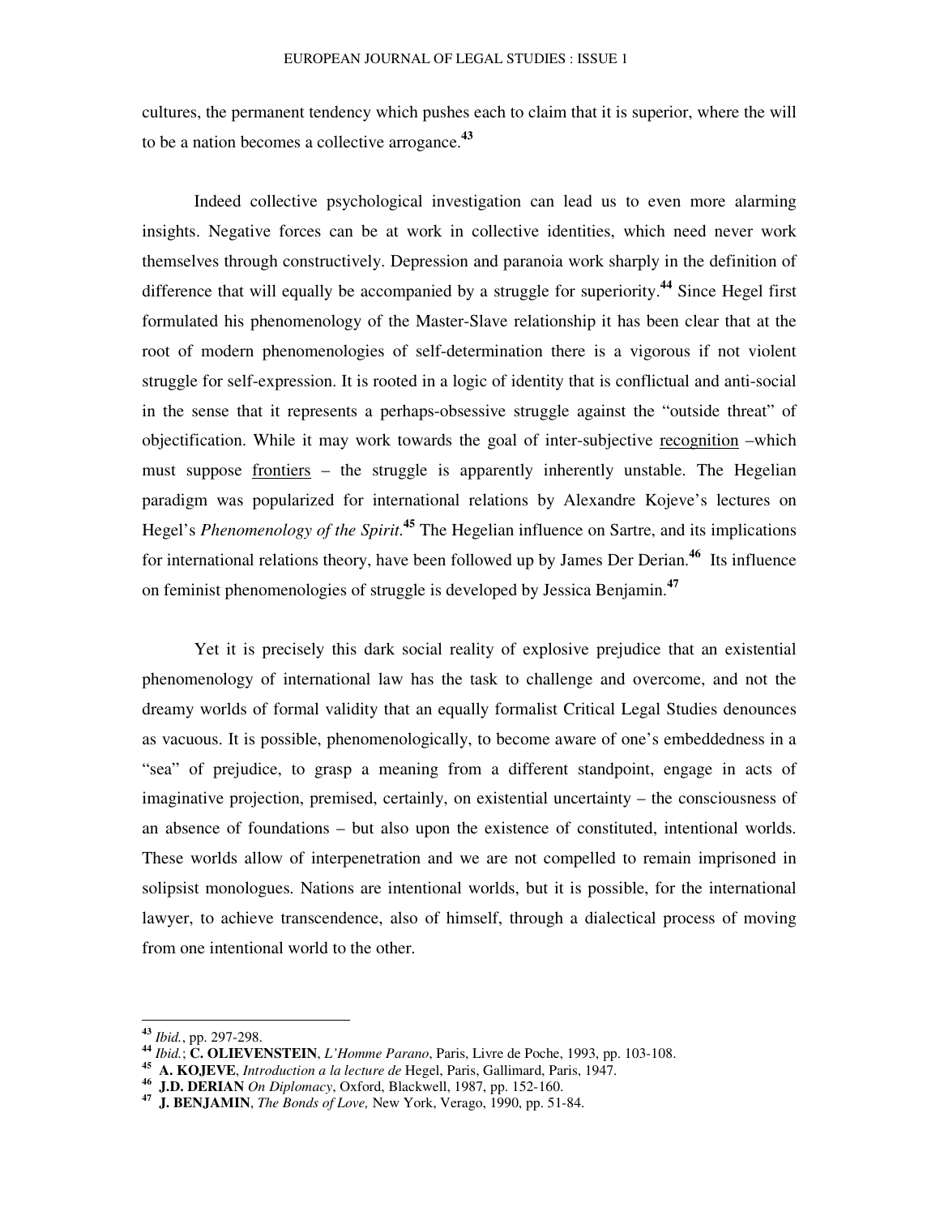cultures, the permanent tendency which pushes each to claim that it is superior, where the will to be a nation becomes a collective arrogance.[43]

Indeed collective psychological investigation can lead us to even more alarming insights. Negative forces can be at work in collective identities, which need never work themselves through constructively. Depression and paranoia work sharply in the definition of difference that will equally be accompanied by a struggle for superiority.[44] Since Hegel first formulated his phenomenology of the Master-Slave relationship it has been clear that at the root of modern phenomenologies of self-determination there is a vigorous if not violent struggle for self-expression. It is rooted in a logic of identity that is conflictual and anti-social in the sense that it represents a perhaps-obsessive struggle against the "outside threat" of objectification. While it may work towards the goal of inter-subjective <u>recognition</u> –which must suppose <u>frontiers</u> – the struggle is apparently inherently unstable. The Hegelian paradigm was popularized for international relations by Alexandre Kojeve's lectures on Hegel's *Phenomenology of the Spirit*.[45] The Hegelian influence on Sartre, and its implications for international relations theory, have been followed up by James Der Derian.[46] Its influence on feminist phenomenologies of struggle is developed by Jessica Benjamin.[47]

Yet it is precisely this dark social reality of explosive prejudice that an existential phenomenology of international law has the task to challenge and overcome, and not the dreamy worlds of formal validity that an equally formalist Critical Legal Studies denounces as vacuous. It is possible, phenomenologically, to become aware of one's embeddedness in a "sea" of prejudice, to grasp a meaning from a different standpoint, engage in acts of imaginative projection, premised, certainly, on existential uncertainty – the consciousness of an absence of foundations – but also upon the existence of constituted, intentional worlds. These worlds allow of interpenetration and we are not compelled to remain imprisoned in solipsist monologues. Nations are intentional worlds, but it is possible, for the international lawyer, to achieve transcendence, also of himself, through a dialectical process of moving from one intentional world to the other.

---

[43] *Ibid.*, pp. 297-298.

[44] *Ibid.*; **C. OLIEVENSTEIN**, *L'Homme Parano*, Paris, Livre de Poche, 1993, pp. 103-108.

[45] **A. KOJEVE**, *Introduction a la lecture de* Hegel, Paris, Gallimard, Paris, 1947.

[46] **J.D. DERIAN** *On Diplomacy*, Oxford, Blackwell, 1987, pp. 152-160.

[47] **J. BENJAMIN**, *The Bonds of Love,* New York, Verago, 1990, pp. 51-84.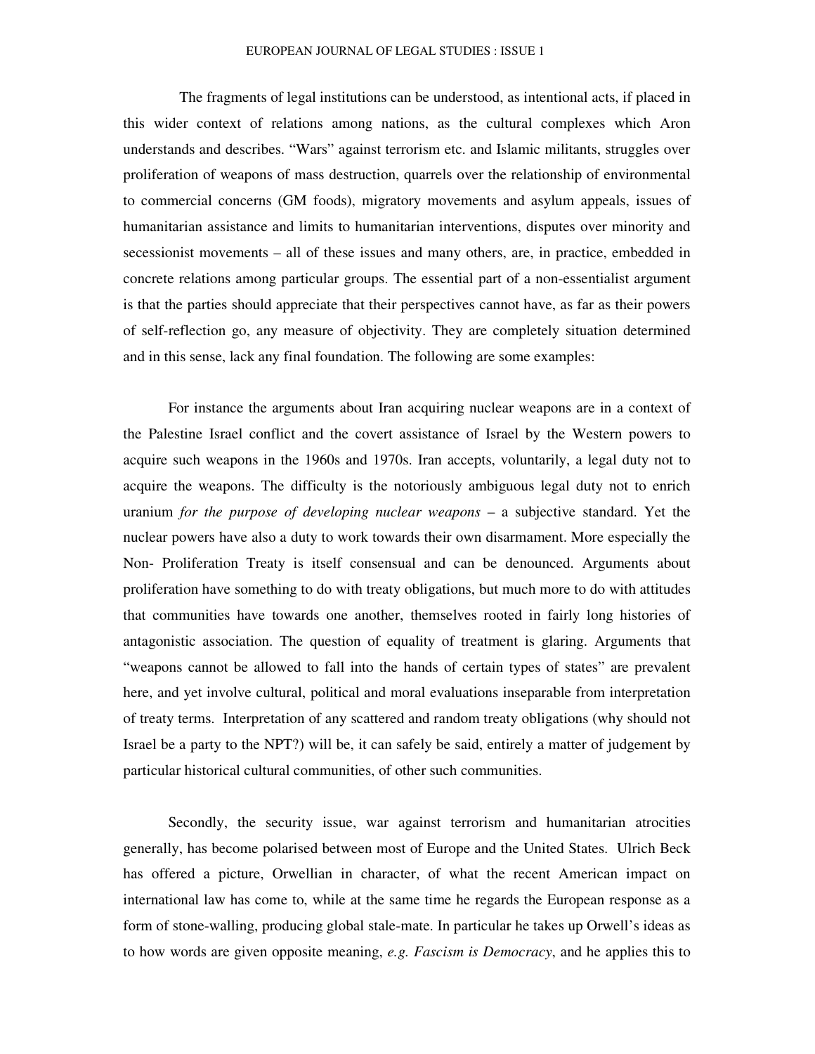The fragments of legal institutions can be understood, as intentional acts, if placed in this wider context of relations among nations, as the cultural complexes which Aron understands and describes. "Wars" against terrorism etc. and Islamic militants, struggles over proliferation of weapons of mass destruction, quarrels over the relationship of environmental to commercial concerns (GM foods), migratory movements and asylum appeals, issues of humanitarian assistance and limits to humanitarian interventions, disputes over minority and secessionist movements – all of these issues and many others, are, in practice, embedded in concrete relations among particular groups. The essential part of a non-essentialist argument is that the parties should appreciate that their perspectives cannot have, as far as their powers of self-reflection go, any measure of objectivity. They are completely situation determined and in this sense, lack any final foundation. The following are some examples:

For instance the arguments about Iran acquiring nuclear weapons are in a context of the Palestine Israel conflict and the covert assistance of Israel by the Western powers to acquire such weapons in the 1960s and 1970s. Iran accepts, voluntarily, a legal duty not to acquire the weapons. The difficulty is the notoriously ambiguous legal duty not to enrich uranium *for the purpose of developing nuclear weapons* – a subjective standard. Yet the nuclear powers have also a duty to work towards their own disarmament. More especially the Non- Proliferation Treaty is itself consensual and can be denounced. Arguments about proliferation have something to do with treaty obligations, but much more to do with attitudes that communities have towards one another, themselves rooted in fairly long histories of antagonistic association. The question of equality of treatment is glaring. Arguments that "weapons cannot be allowed to fall into the hands of certain types of states" are prevalent here, and yet involve cultural, political and moral evaluations inseparable from interpretation of treaty terms. Interpretation of any scattered and random treaty obligations (why should not Israel be a party to the NPT?) will be, it can safely be said, entirely a matter of judgement by particular historical cultural communities, of other such communities.

Secondly, the security issue, war against terrorism and humanitarian atrocities generally, has become polarised between most of Europe and the United States. Ulrich Beck has offered a picture, Orwellian in character, of what the recent American impact on international law has come to, while at the same time he regards the European response as a form of stone-walling, producing global stale-mate. In particular he takes up Orwell's ideas as to how words are given opposite meaning, *e.g. Fascism is Democracy*, and he applies this to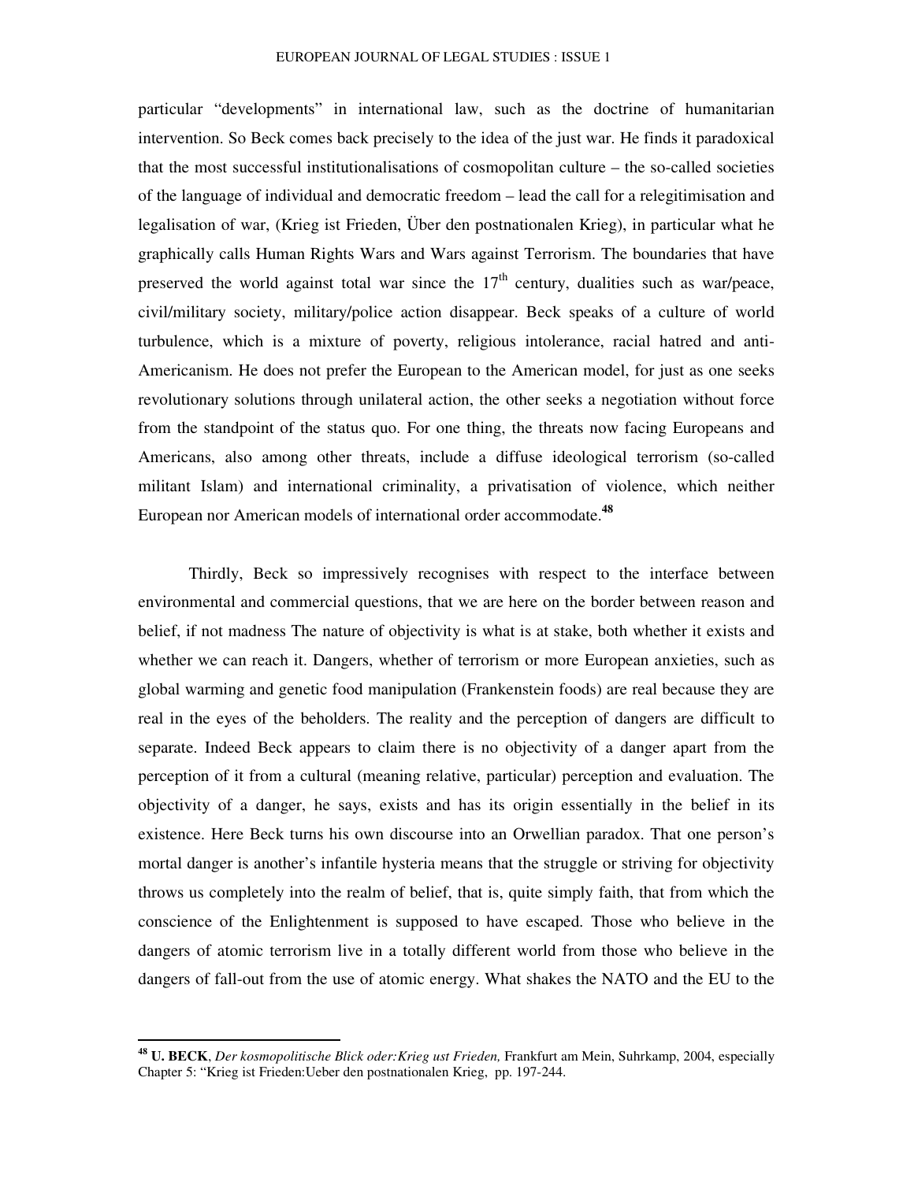particular "developments" in international law, such as the doctrine of humanitarian intervention. So Beck comes back precisely to the idea of the just war. He finds it paradoxical that the most successful institutionalisations of cosmopolitan culture – the so-called societies of the language of individual and democratic freedom – lead the call for a relegitimisation and legalisation of war, (Krieg ist Frieden, Über den postnationalen Krieg), in particular what he graphically calls Human Rights Wars and Wars against Terrorism. The boundaries that have preserved the world against total war since the 17th century, dualities such as war/peace, civil/military society, military/police action disappear. Beck speaks of a culture of world turbulence, which is a mixture of poverty, religious intolerance, racial hatred and anti-Americanism. He does not prefer the European to the American model, for just as one seeks revolutionary solutions through unilateral action, the other seeks a negotiation without force from the standpoint of the status quo. For one thing, the threats now facing Europeans and Americans, also among other threats, include a diffuse ideological terrorism (so-called militant Islam) and international criminality, a privatisation of violence, which neither European nor American models of international order accommodate.[48]

Thirdly, Beck so impressively recognises with respect to the interface between environmental and commercial questions, that we are here on the border between reason and belief, if not madness The nature of objectivity is what is at stake, both whether it exists and whether we can reach it. Dangers, whether of terrorism or more European anxieties, such as global warming and genetic food manipulation (Frankenstein foods) are real because they are real in the eyes of the beholders. The reality and the perception of dangers are difficult to separate. Indeed Beck appears to claim there is no objectivity of a danger apart from the perception of it from a cultural (meaning relative, particular) perception and evaluation. The objectivity of a danger, he says, exists and has its origin essentially in the belief in its existence. Here Beck turns his own discourse into an Orwellian paradox. That one person's mortal danger is another's infantile hysteria means that the struggle or striving for objectivity throws us completely into the realm of belief, that is, quite simply faith, that from which the conscience of the Enlightenment is supposed to have escaped. Those who believe in the dangers of atomic terrorism live in a totally different world from those who believe in the dangers of fall-out from the use of atomic energy. What shakes the NATO and the EU to the

---

[48] **U. BECK**, *Der kosmopolitische Blick oder:Krieg ust Frieden,* Frankfurt am Mein, Suhrkamp, 2004, especially Chapter 5: "Krieg ist Frieden:Ueber den postnationalen Krieg, pp. 197-244.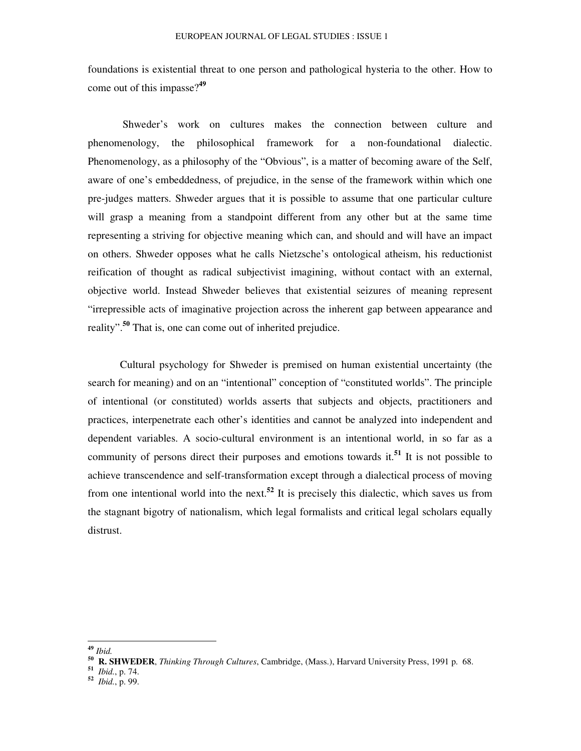foundations is existential threat to one person and pathological hysteria to the other. How to come out of this impasse?[49]

Shweder's work on cultures makes the connection between culture and phenomenology, the philosophical framework for a non-foundational dialectic. Phenomenology, as a philosophy of the "Obvious", is a matter of becoming aware of the Self, aware of one's embeddedness, of prejudice, in the sense of the framework within which one pre-judges matters. Shweder argues that it is possible to assume that one particular culture will grasp a meaning from a standpoint different from any other but at the same time representing a striving for objective meaning which can, and should and will have an impact on others. Shweder opposes what he calls Nietzsche's ontological atheism, his reductionist reification of thought as radical subjectivist imagining, without contact with an external, objective world. Instead Shweder believes that existential seizures of meaning represent "irrepressible acts of imaginative projection across the inherent gap between appearance and reality".[50] That is, one can come out of inherited prejudice.

Cultural psychology for Shweder is premised on human existential uncertainty (the search for meaning) and on an "intentional" conception of "constituted worlds". The principle of intentional (or constituted) worlds asserts that subjects and objects, practitioners and practices, interpenetrate each other's identities and cannot be analyzed into independent and dependent variables. A socio-cultural environment is an intentional world, in so far as a community of persons direct their purposes and emotions towards it.[51] It is not possible to achieve transcendence and self-transformation except through a dialectical process of moving from one intentional world into the next.[52] It is precisely this dialectic, which saves us from the stagnant bigotry of nationalism, which legal formalists and critical legal scholars equally distrust.

---

[49] *Ibid.*

[50] **R. SHWEDER**, *Thinking Through Cultures*, Cambridge, (Mass.), Harvard University Press, 1991 p. 68.

[51] *Ibid.*, p. 74.

[52] *Ibid.*, p. 99.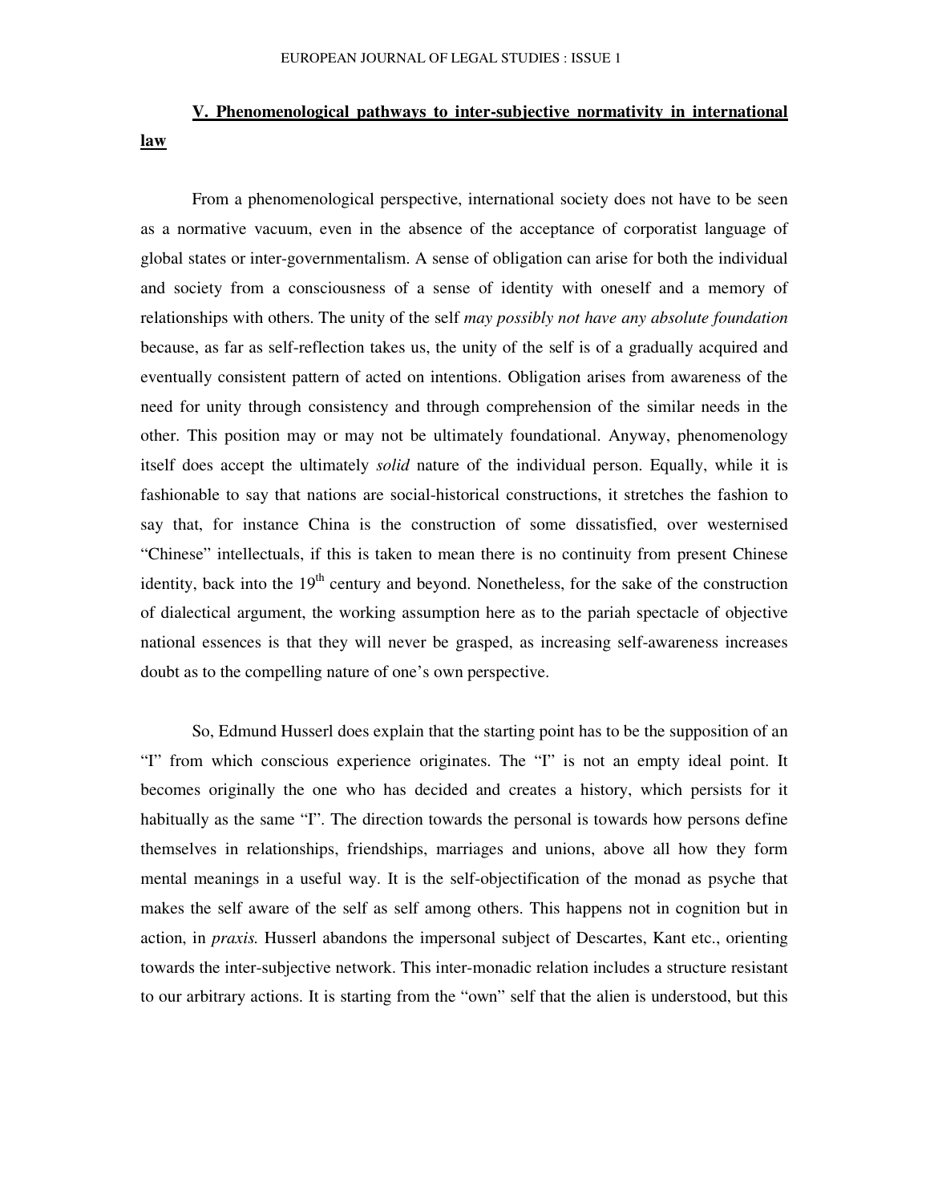## V. Phenomenological pathways to inter-subjective normativity in international law

From a phenomenological perspective, international society does not have to be seen as a normative vacuum, even in the absence of the acceptance of corporatist language of global states or inter-governmentalism. A sense of obligation can arise for both the individual and society from a consciousness of a sense of identity with oneself and a memory of relationships with others. The unity of the self *may possibly not have any absolute foundation* because, as far as self-reflection takes us, the unity of the self is of a gradually acquired and eventually consistent pattern of acted on intentions. Obligation arises from awareness of the need for unity through consistency and through comprehension of the similar needs in the other. This position may or may not be ultimately foundational. Anyway, phenomenology itself does accept the ultimately *solid* nature of the individual person. Equally, while it is fashionable to say that nations are social-historical constructions, it stretches the fashion to say that, for instance China is the construction of some dissatisfied, over westernised "Chinese" intellectuals, if this is taken to mean there is no continuity from present Chinese identity, back into the 19th century and beyond. Nonetheless, for the sake of the construction of dialectical argument, the working assumption here as to the pariah spectacle of objective national essences is that they will never be grasped, as increasing self-awareness increases doubt as to the compelling nature of one's own perspective.

So, Edmund Husserl does explain that the starting point has to be the supposition of an "I" from which conscious experience originates. The "I" is not an empty ideal point. It becomes originally the one who has decided and creates a history, which persists for it habitually as the same "I". The direction towards the personal is towards how persons define themselves in relationships, friendships, marriages and unions, above all how they form mental meanings in a useful way. It is the self-objectification of the monad as psyche that makes the self aware of the self as self among others. This happens not in cognition but in action, in *praxis.* Husserl abandons the impersonal subject of Descartes, Kant etc., orienting towards the inter-subjective network. This inter-monadic relation includes a structure resistant to our arbitrary actions. It is starting from the "own" self that the alien is understood, but this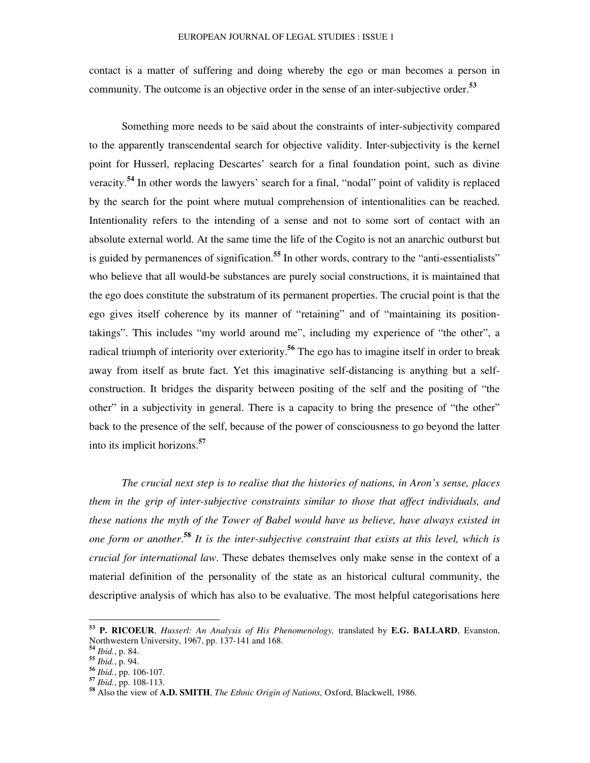contact is a matter of suffering and doing whereby the ego or man becomes a person in community. The outcome is an objective order in the sense of an inter-subjective order.[53]

Something more needs to be said about the constraints of inter-subjectivity compared to the apparently transcendental search for objective validity. Inter-subjectivity is the kernel point for Husserl, replacing Descartes' search for a final foundation point, such as divine veracity.[54] In other words the lawyers' search for a final, "nodal" point of validity is replaced by the search for the point where mutual comprehension of intentionalities can be reached. Intentionality refers to the intending of a sense and not to some sort of contact with an absolute external world. At the same time the life of the Cogito is not an anarchic outburst but is guided by permanences of signification.[55] In other words, contrary to the "anti-essentialists" who believe that all would-be substances are purely social constructions, it is maintained that the ego does constitute the substratum of its permanent properties. The crucial point is that the ego gives itself coherence by its manner of "retaining" and of "maintaining its position-takings". This includes "my world around me", including my experience of "the other", a radical triumph of interiority over exteriority.[56] The ego has to imagine itself in order to break away from itself as brute fact. Yet this imaginative self-distancing is anything but a self-construction. It bridges the disparity between positing of the self and the positing of "the other" in a subjectivity in general. There is a capacity to bring the presence of "the other" back to the presence of the self, because of the power of consciousness to go beyond the latter into its implicit horizons.[57]

*The crucial next step is to realise that the histories of nations, in Aron's sense, places them in the grip of inter-subjective constraints similar to those that affect individuals, and these nations the myth of the Tower of Babel would have us believe, have always existed in one form or another.*[58] *It is the inter-subjective constraint that exists at this level, which is crucial for international law*. These debates themselves only make sense in the context of a material definition of the personality of the state as an historical cultural community, the descriptive analysis of which has also to be evaluative. The most helpful categorisations here

---

[53] **P. RICOEUR**, *Husserl: An Analysis of His Phenomenology,* translated by **E.G. BALLARD**, Evanston, Northwestern University, 1967, pp. 137-141 and 168.
[54] *Ibid.*, p. 84.
[55] *Ibid.*, p. 94.
[56] *Ibid.*, pp. 106-107.
[57] *Ibid.*, pp. 108-113.
[58] Also the view of **A.D. SMITH**, *The Ethnic Origin of Nations,* Oxford, Blackwell, 1986.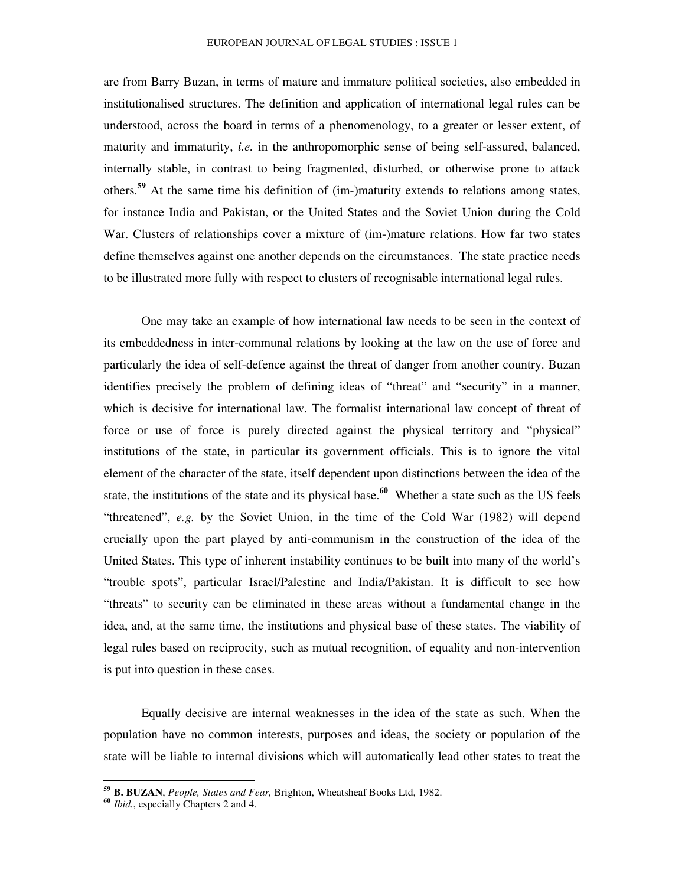are from Barry Buzan, in terms of mature and immature political societies, also embedded in institutionalised structures. The definition and application of international legal rules can be understood, across the board in terms of a phenomenology, to a greater or lesser extent, of maturity and immaturity, *i.e.* in the anthropomorphic sense of being self-assured, balanced, internally stable, in contrast to being fragmented, disturbed, or otherwise prone to attack others.[59] At the same time his definition of (im-)maturity extends to relations among states, for instance India and Pakistan, or the United States and the Soviet Union during the Cold War. Clusters of relationships cover a mixture of (im-)mature relations. How far two states define themselves against one another depends on the circumstances. The state practice needs to be illustrated more fully with respect to clusters of recognisable international legal rules.

One may take an example of how international law needs to be seen in the context of its embeddedness in inter-communal relations by looking at the law on the use of force and particularly the idea of self-defence against the threat of danger from another country. Buzan identifies precisely the problem of defining ideas of "threat" and "security" in a manner, which is decisive for international law. The formalist international law concept of threat of force or use of force is purely directed against the physical territory and "physical" institutions of the state, in particular its government officials. This is to ignore the vital element of the character of the state, itself dependent upon distinctions between the idea of the state, the institutions of the state and its physical base.[60] Whether a state such as the US feels "threatened", *e.g.* by the Soviet Union, in the time of the Cold War (1982) will depend crucially upon the part played by anti-communism in the construction of the idea of the United States. This type of inherent instability continues to be built into many of the world's "trouble spots", particular Israel/Palestine and India/Pakistan. It is difficult to see how "threats" to security can be eliminated in these areas without a fundamental change in the idea, and, at the same time, the institutions and physical base of these states. The viability of legal rules based on reciprocity, such as mutual recognition, of equality and non-intervention is put into question in these cases.

Equally decisive are internal weaknesses in the idea of the state as such. When the population have no common interests, purposes and ideas, the society or population of the state will be liable to internal divisions which will automatically lead other states to treat the

---

[59] **B. BUZAN**, *People, States and Fear,* Brighton, Wheatsheaf Books Ltd, 1982.

[60] *Ibid.*, especially Chapters 2 and 4.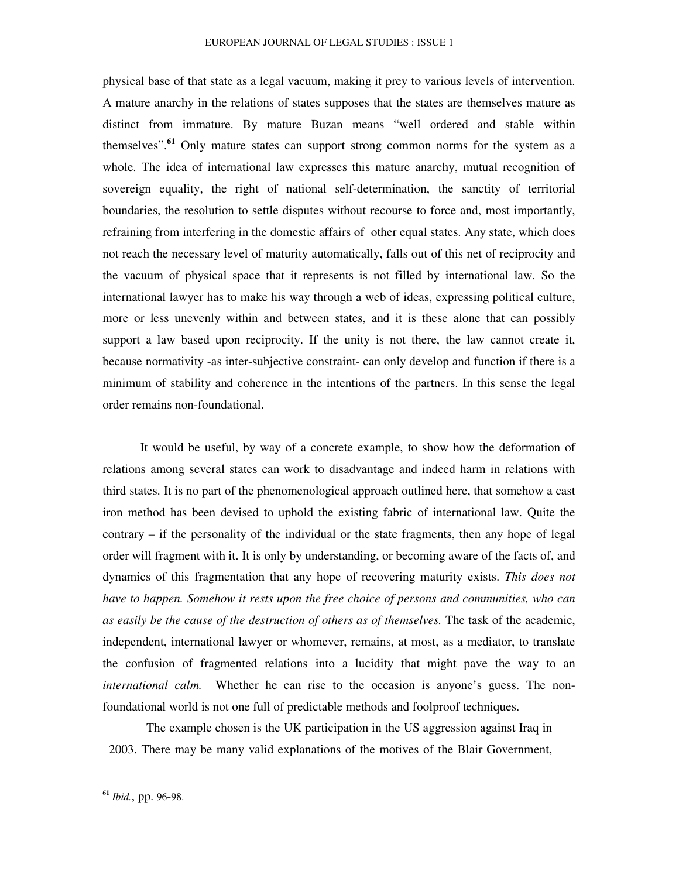physical base of that state as a legal vacuum, making it prey to various levels of intervention. A mature anarchy in the relations of states supposes that the states are themselves mature as distinct from immature. By mature Buzan means "well ordered and stable within themselves".[61] Only mature states can support strong common norms for the system as a whole. The idea of international law expresses this mature anarchy, mutual recognition of sovereign equality, the right of national self-determination, the sanctity of territorial boundaries, the resolution to settle disputes without recourse to force and, most importantly, refraining from interfering in the domestic affairs of other equal states. Any state, which does not reach the necessary level of maturity automatically, falls out of this net of reciprocity and the vacuum of physical space that it represents is not filled by international law. So the international lawyer has to make his way through a web of ideas, expressing political culture, more or less unevenly within and between states, and it is these alone that can possibly support a law based upon reciprocity. If the unity is not there, the law cannot create it, because normativity -as inter-subjective constraint- can only develop and function if there is a minimum of stability and coherence in the intentions of the partners. In this sense the legal order remains non-foundational.

It would be useful, by way of a concrete example, to show how the deformation of relations among several states can work to disadvantage and indeed harm in relations with third states. It is no part of the phenomenological approach outlined here, that somehow a cast iron method has been devised to uphold the existing fabric of international law. Quite the contrary – if the personality of the individual or the state fragments, then any hope of legal order will fragment with it. It is only by understanding, or becoming aware of the facts of, and dynamics of this fragmentation that any hope of recovering maturity exists. *This does not have to happen. Somehow it rests upon the free choice of persons and communities, who can as easily be the cause of the destruction of others as of themselves.* The task of the academic, independent, international lawyer or whomever, remains, at most, as a mediator, to translate the confusion of fragmented relations into a lucidity that might pave the way to an *international calm.* Whether he can rise to the occasion is anyone's guess. The non-foundational world is not one full of predictable methods and foolproof techniques.

The example chosen is the UK participation in the US aggression against Iraq in 2003. There may be many valid explanations of the motives of the Blair Government,

[61] *Ibid.*, pp. 96-98.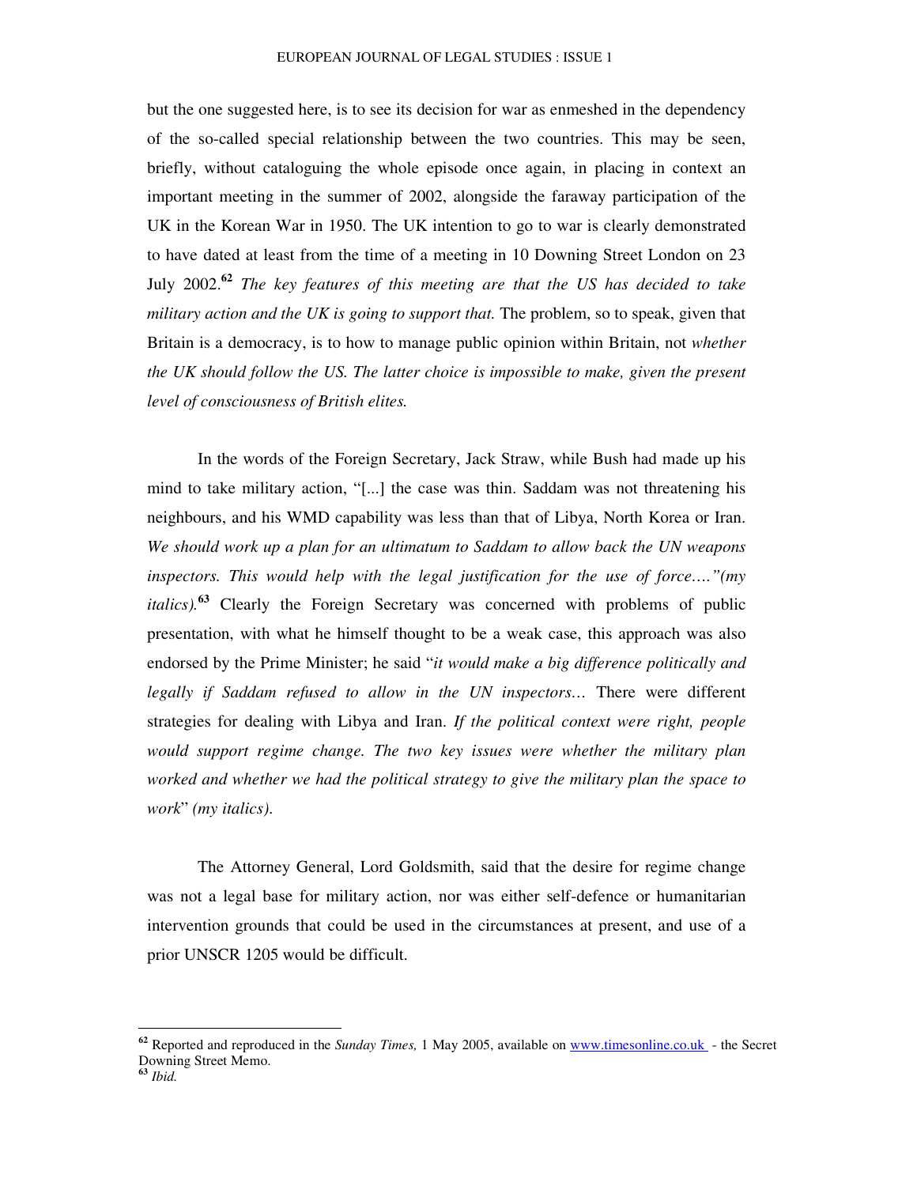but the one suggested here, is to see its decision for war as enmeshed in the dependency of the so-called special relationship between the two countries. This may be seen, briefly, without cataloguing the whole episode once again, in placing in context an important meeting in the summer of 2002, alongside the faraway participation of the UK in the Korean War in 1950. The UK intention to go to war is clearly demonstrated to have dated at least from the time of a meeting in 10 Downing Street London on 23 July 2002.[62] *The key features of this meeting are that the US has decided to take military action and the UK is going to support that.* The problem, so to speak, given that Britain is a democracy, is to how to manage public opinion within Britain, not *whether the UK should follow the US. The latter choice is impossible to make, given the present level of consciousness of British elites.*

In the words of the Foreign Secretary, Jack Straw, while Bush had made up his mind to take military action, "[...] the case was thin. Saddam was not threatening his neighbours, and his WMD capability was less than that of Libya, North Korea or Iran. *We should work up a plan for an ultimatum to Saddam to allow back the UN weapons inspectors. This would help with the legal justification for the use of force…."(my italics).*[63] Clearly the Foreign Secretary was concerned with problems of public presentation, with what he himself thought to be a weak case, this approach was also endorsed by the Prime Minister; he said "*it would make a big difference politically and legally if Saddam refused to allow in the UN inspectors…* There were different strategies for dealing with Libya and Iran. *If the political context were right, people would support regime change. The two key issues were whether the military plan worked and whether we had the political strategy to give the military plan the space to work*" *(my italics).*

The Attorney General, Lord Goldsmith, said that the desire for regime change was not a legal base for military action, nor was either self-defence or humanitarian intervention grounds that could be used in the circumstances at present, and use of a prior UNSCR 1205 would be difficult.

---

[62] Reported and reproduced in the *Sunday Times,* 1 May 2005, available on www.timesonline.co.uk - the Secret Downing Street Memo.

[63] *Ibid.*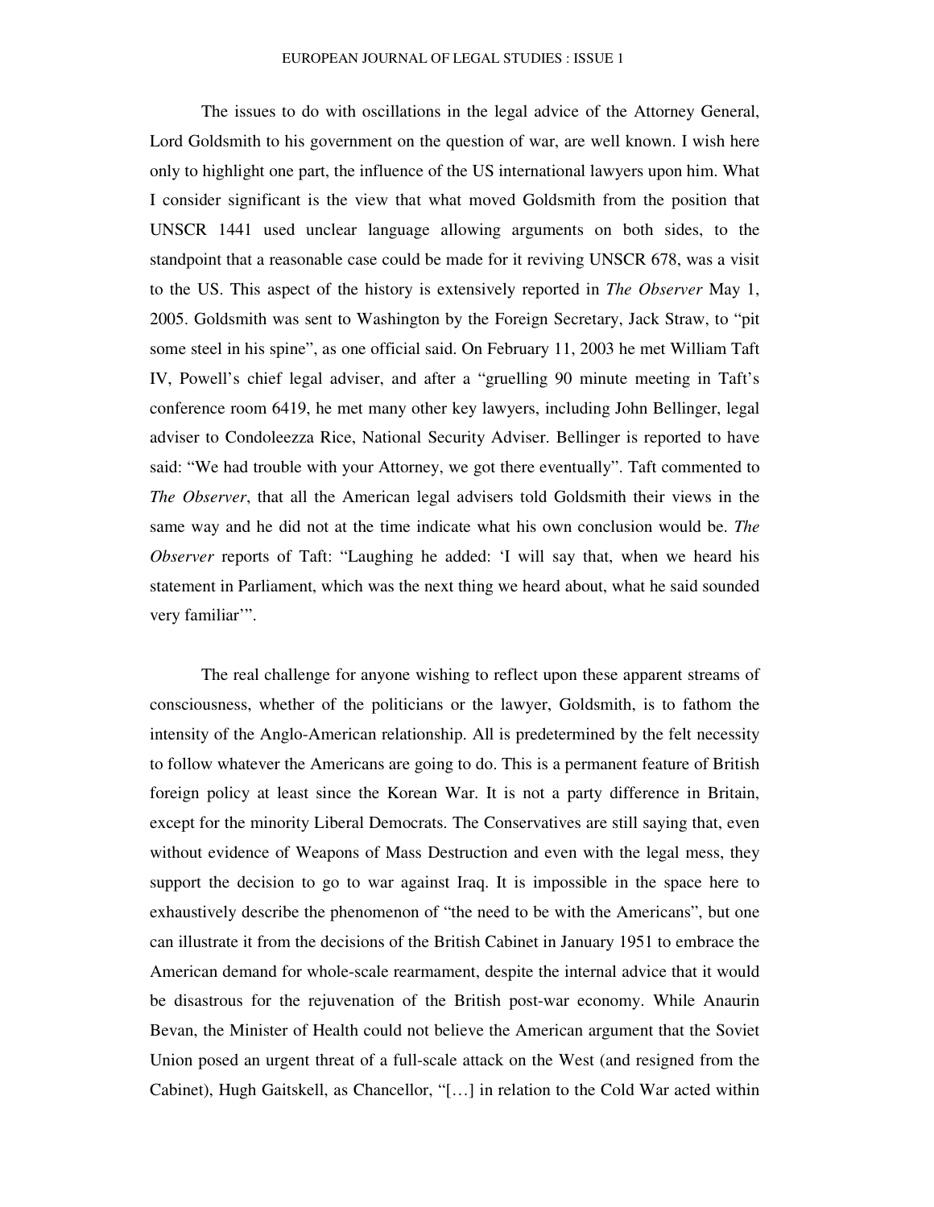The issues to do with oscillations in the legal advice of the Attorney General, Lord Goldsmith to his government on the question of war, are well known. I wish here only to highlight one part, the influence of the US international lawyers upon him. What I consider significant is the view that what moved Goldsmith from the position that UNSCR 1441 used unclear language allowing arguments on both sides, to the standpoint that a reasonable case could be made for it reviving UNSCR 678, was a visit to the US. This aspect of the history is extensively reported in *The Observer* May 1, 2005. Goldsmith was sent to Washington by the Foreign Secretary, Jack Straw, to "pit some steel in his spine", as one official said. On February 11, 2003 he met William Taft IV, Powell's chief legal adviser, and after a "gruelling 90 minute meeting in Taft's conference room 6419, he met many other key lawyers, including John Bellinger, legal adviser to Condoleezza Rice, National Security Adviser. Bellinger is reported to have said: "We had trouble with your Attorney, we got there eventually". Taft commented to *The Observer*, that all the American legal advisers told Goldsmith their views in the same way and he did not at the time indicate what his own conclusion would be. *The Observer* reports of Taft: "Laughing he added: 'I will say that, when we heard his statement in Parliament, which was the next thing we heard about, what he said sounded very familiar'".

The real challenge for anyone wishing to reflect upon these apparent streams of consciousness, whether of the politicians or the lawyer, Goldsmith, is to fathom the intensity of the Anglo-American relationship. All is predetermined by the felt necessity to follow whatever the Americans are going to do. This is a permanent feature of British foreign policy at least since the Korean War. It is not a party difference in Britain, except for the minority Liberal Democrats. The Conservatives are still saying that, even without evidence of Weapons of Mass Destruction and even with the legal mess, they support the decision to go to war against Iraq. It is impossible in the space here to exhaustively describe the phenomenon of "the need to be with the Americans", but one can illustrate it from the decisions of the British Cabinet in January 1951 to embrace the American demand for whole-scale rearmament, despite the internal advice that it would be disastrous for the rejuvenation of the British post-war economy. While Anaurin Bevan, the Minister of Health could not believe the American argument that the Soviet Union posed an urgent threat of a full-scale attack on the West (and resigned from the Cabinet), Hugh Gaitskell, as Chancellor, "[…] in relation to the Cold War acted within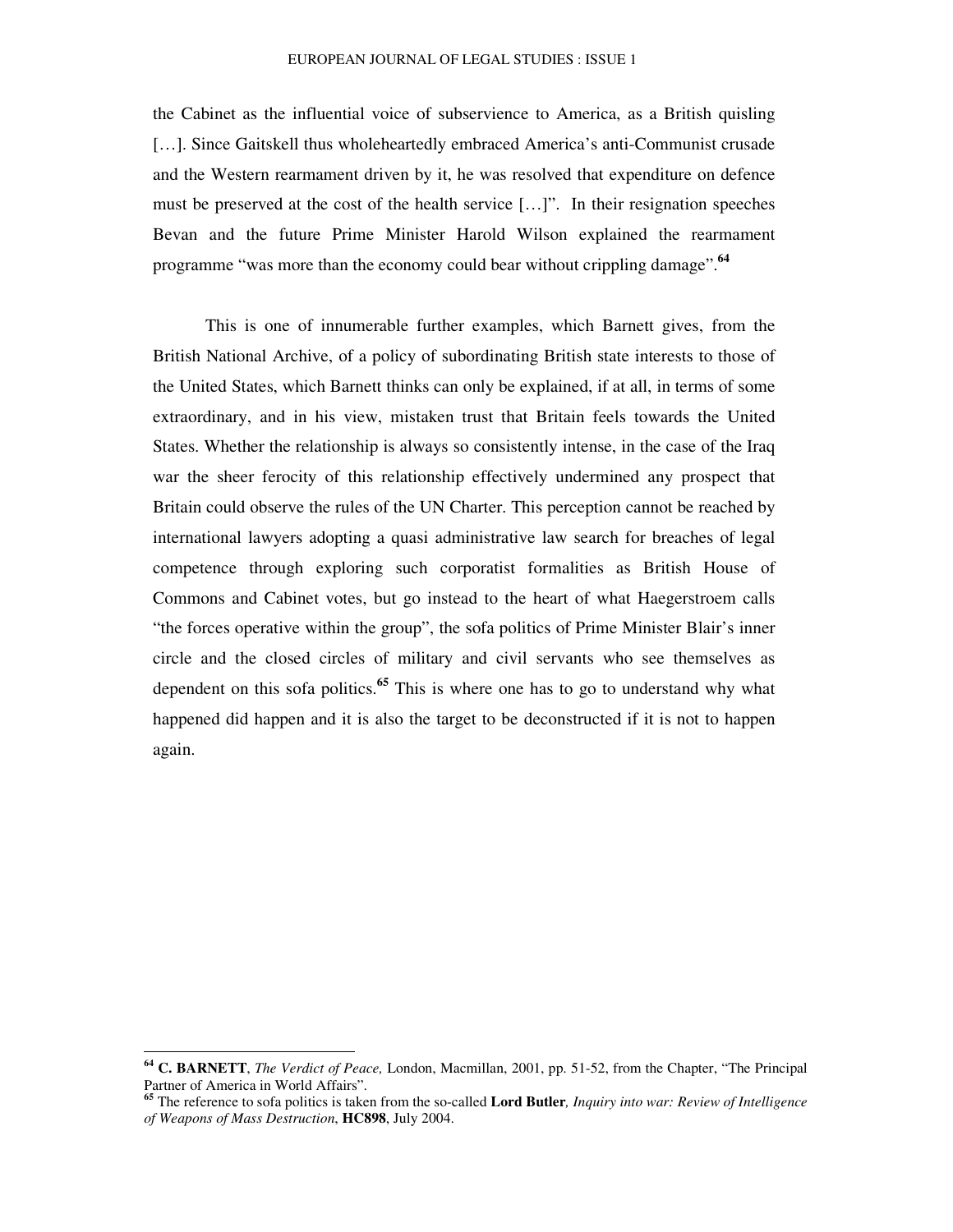the Cabinet as the influential voice of subservience to America, as a British quisling […]. Since Gaitskell thus wholeheartedly embraced America's anti-Communist crusade and the Western rearmament driven by it, he was resolved that expenditure on defence must be preserved at the cost of the health service […]". In their resignation speeches Bevan and the future Prime Minister Harold Wilson explained the rearmament programme "was more than the economy could bear without crippling damage".[64]

This is one of innumerable further examples, which Barnett gives, from the British National Archive, of a policy of subordinating British state interests to those of the United States, which Barnett thinks can only be explained, if at all, in terms of some extraordinary, and in his view, mistaken trust that Britain feels towards the United States. Whether the relationship is always so consistently intense, in the case of the Iraq war the sheer ferocity of this relationship effectively undermined any prospect that Britain could observe the rules of the UN Charter. This perception cannot be reached by international lawyers adopting a quasi administrative law search for breaches of legal competence through exploring such corporatist formalities as British House of Commons and Cabinet votes, but go instead to the heart of what Haegerstroem calls "the forces operative within the group", the sofa politics of Prime Minister Blair's inner circle and the closed circles of military and civil servants who see themselves as dependent on this sofa politics.[65] This is where one has to go to understand why what happened did happen and it is also the target to be deconstructed if it is not to happen again.

---

[64] **C. BARNETT**, *The Verdict of Peace,* London, Macmillan, 2001, pp. 51-52, from the Chapter, "The Principal Partner of America in World Affairs".

[65] The reference to sofa politics is taken from the so-called **Lord Butler***, Inquiry into war: Review of Intelligence of Weapons of Mass Destruction*, **HC898**, July 2004.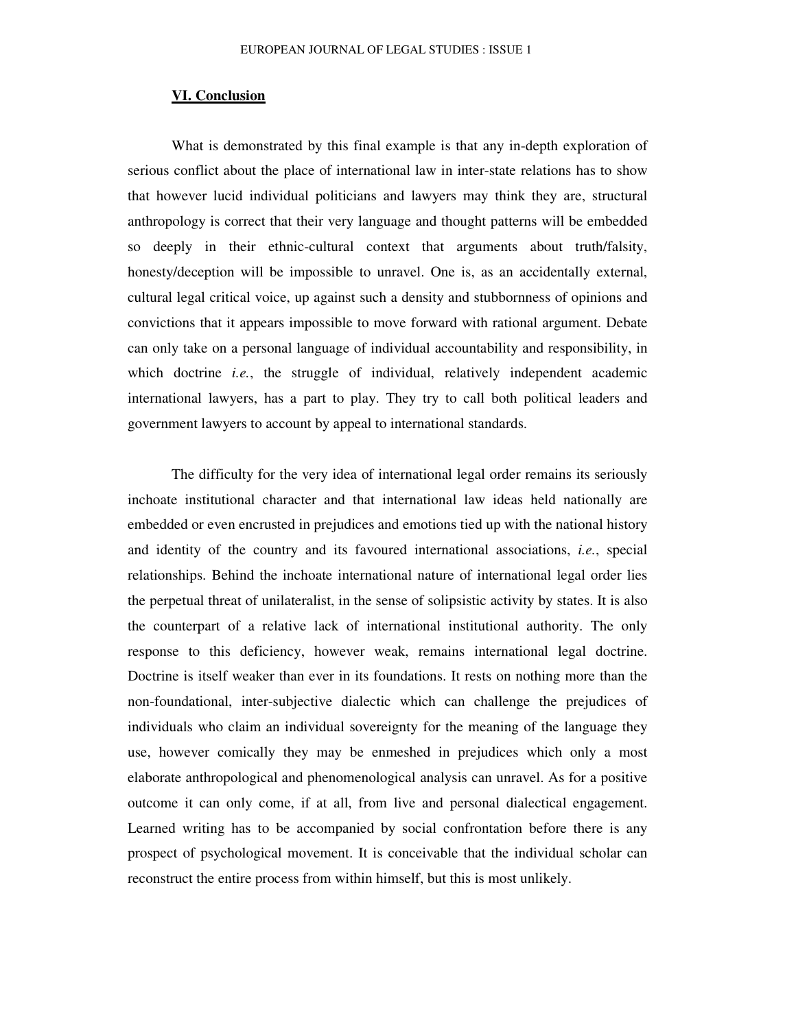## VI. Conclusion

What is demonstrated by this final example is that any in-depth exploration of serious conflict about the place of international law in inter-state relations has to show that however lucid individual politicians and lawyers may think they are, structural anthropology is correct that their very language and thought patterns will be embedded so deeply in their ethnic-cultural context that arguments about truth/falsity, honesty/deception will be impossible to unravel. One is, as an accidentally external, cultural legal critical voice, up against such a density and stubbornness of opinions and convictions that it appears impossible to move forward with rational argument. Debate can only take on a personal language of individual accountability and responsibility, in which doctrine *i.e.*, the struggle of individual, relatively independent academic international lawyers, has a part to play. They try to call both political leaders and government lawyers to account by appeal to international standards.

The difficulty for the very idea of international legal order remains its seriously inchoate institutional character and that international law ideas held nationally are embedded or even encrusted in prejudices and emotions tied up with the national history and identity of the country and its favoured international associations, *i.e.*, special relationships. Behind the inchoate international nature of international legal order lies the perpetual threat of unilateralist, in the sense of solipsistic activity by states. It is also the counterpart of a relative lack of international institutional authority. The only response to this deficiency, however weak, remains international legal doctrine. Doctrine is itself weaker than ever in its foundations. It rests on nothing more than the non-foundational, inter-subjective dialectic which can challenge the prejudices of individuals who claim an individual sovereignty for the meaning of the language they use, however comically they may be enmeshed in prejudices which only a most elaborate anthropological and phenomenological analysis can unravel. As for a positive outcome it can only come, if at all, from live and personal dialectical engagement. Learned writing has to be accompanied by social confrontation before there is any prospect of psychological movement. It is conceivable that the individual scholar can reconstruct the entire process from within himself, but this is most unlikely.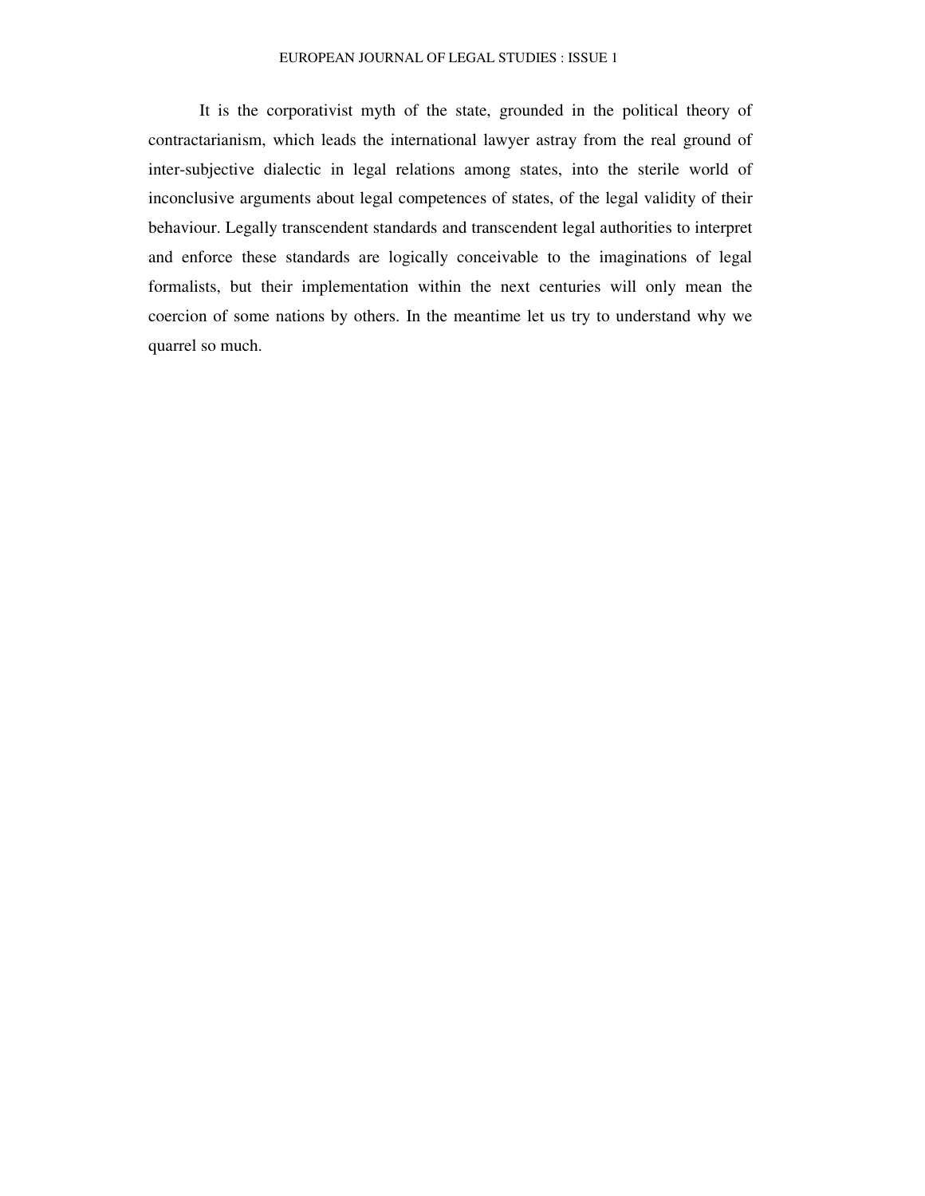It is the corporativist myth of the state, grounded in the political theory of contractarianism, which leads the international lawyer astray from the real ground of inter-subjective dialectic in legal relations among states, into the sterile world of inconclusive arguments about legal competences of states, of the legal validity of their behaviour. Legally transcendent standards and transcendent legal authorities to interpret and enforce these standards are logically conceivable to the imaginations of legal formalists, but their implementation within the next centuries will only mean the coercion of some nations by others. In the meantime let us try to understand why we quarrel so much.